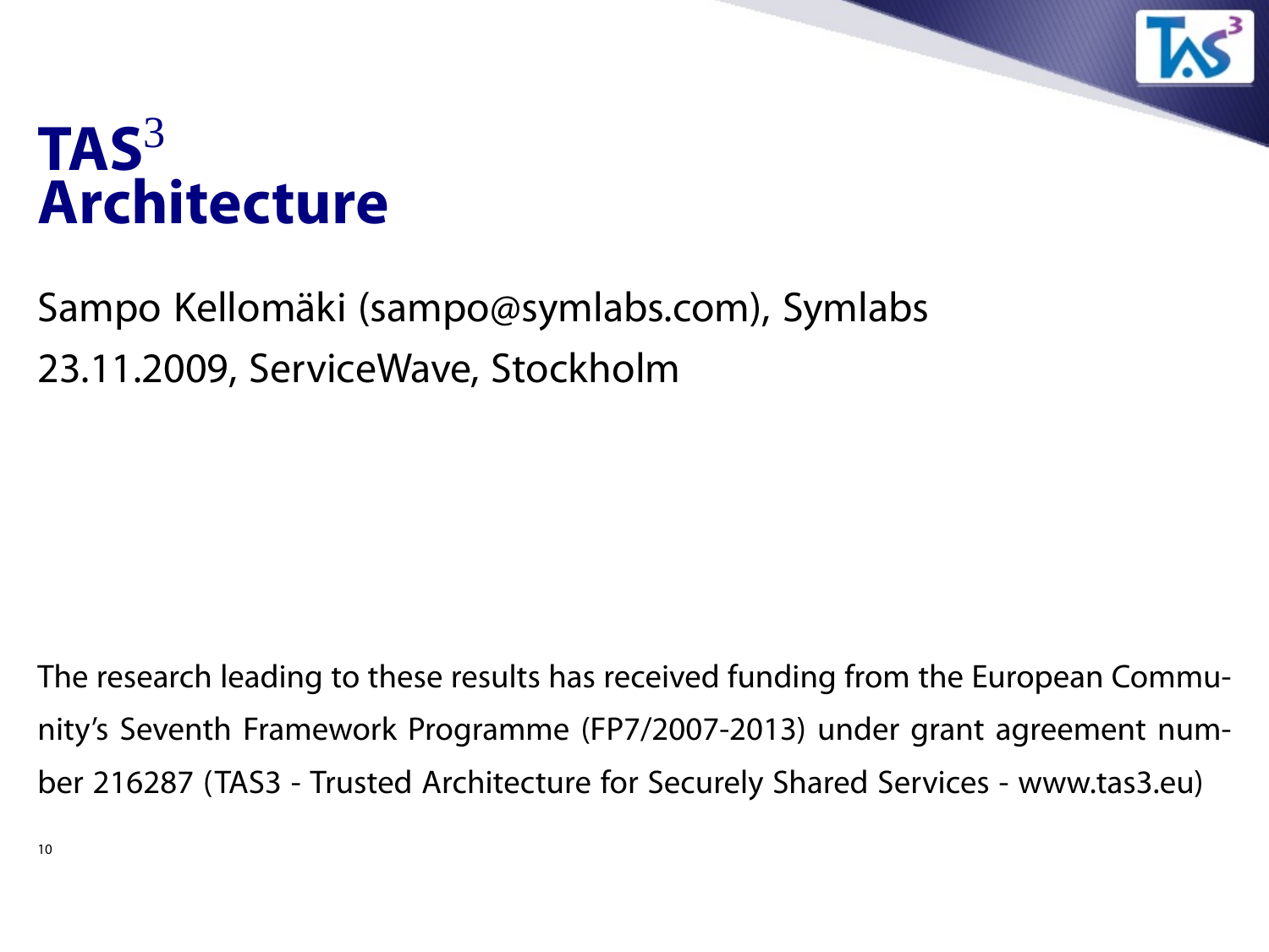# TAS$^3$ Architecture

Sampo Kellomäki (sampo@symlabs.com), Symlabs

23.11.2009, ServiceWave, Stockholm

The research leading to these results has received funding from the European Community's Seventh Framework Programme (FP7/2007-2013) under grant agreement number 216287 (TAS3 - Trusted Architecture for Securely Shared Services - www.tas3.eu)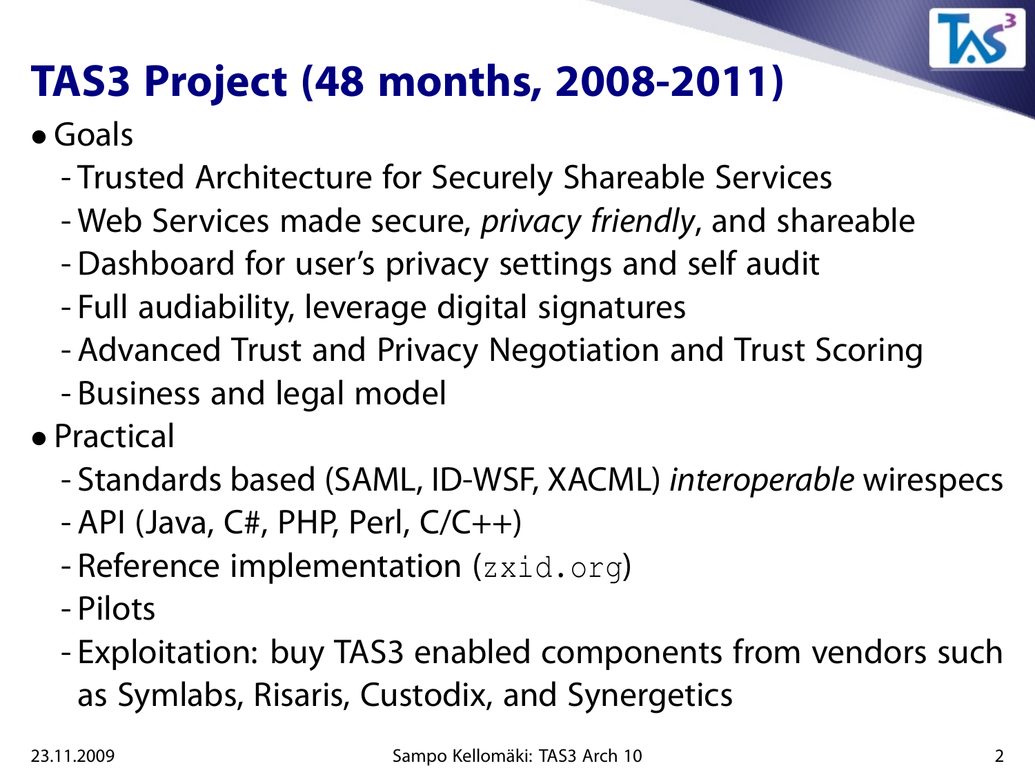# TAS3 Project (48 months, 2008-2011)

- Goals
  - Trusted Architecture for Securely Shareable Services
  - Web Services made secure, *privacy friendly*, and shareable
  - Dashboard for user's privacy settings and self audit
  - Full audiability, leverage digital signatures
  - Advanced Trust and Privacy Negotiation and Trust Scoring
  - Business and legal model
- Practical
  - Standards based (SAML, ID-WSF, XACML) *interoperable* wirespecs
  - API (Java, C#, PHP, Perl, C/C++)
  - Reference implementation (`zxid.org`)
  - Pilots
  - Exploitation: buy TAS3 enabled components from vendors such as Symlabs, Risaris, Custodix, and Synergetics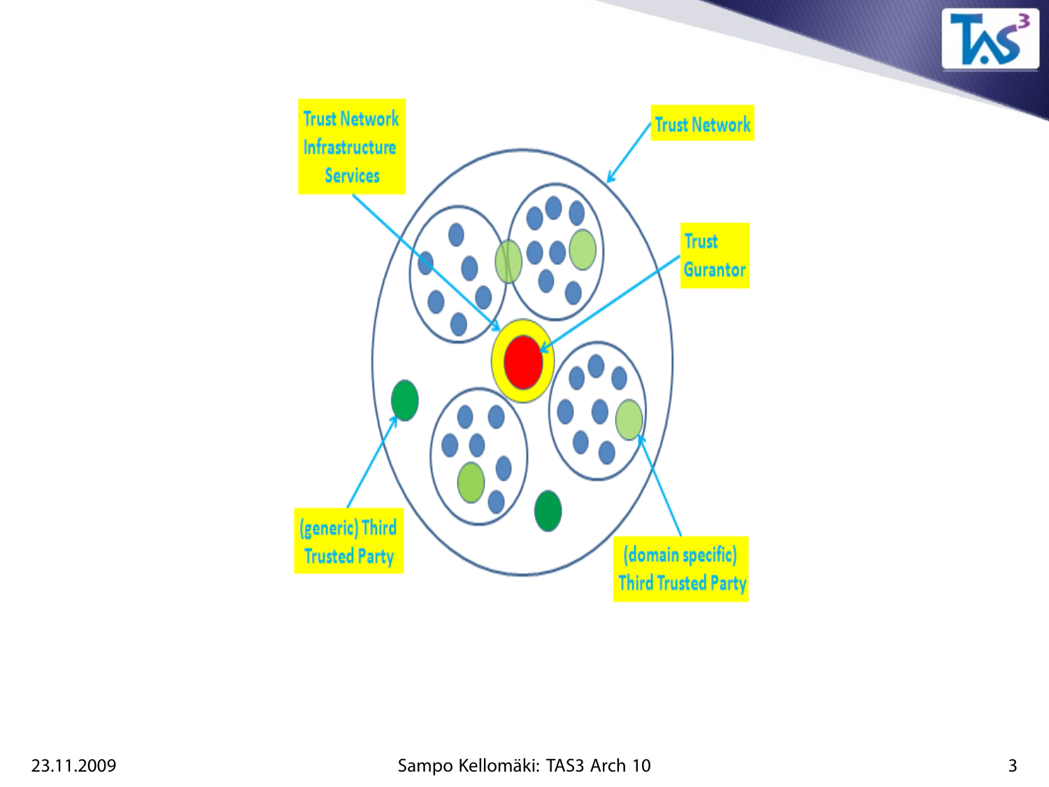Trust Network Infrastructure Services

Trust Network

Trust Gurantor

(generic) Third Trusted Party

(domain specific) Third Trusted Party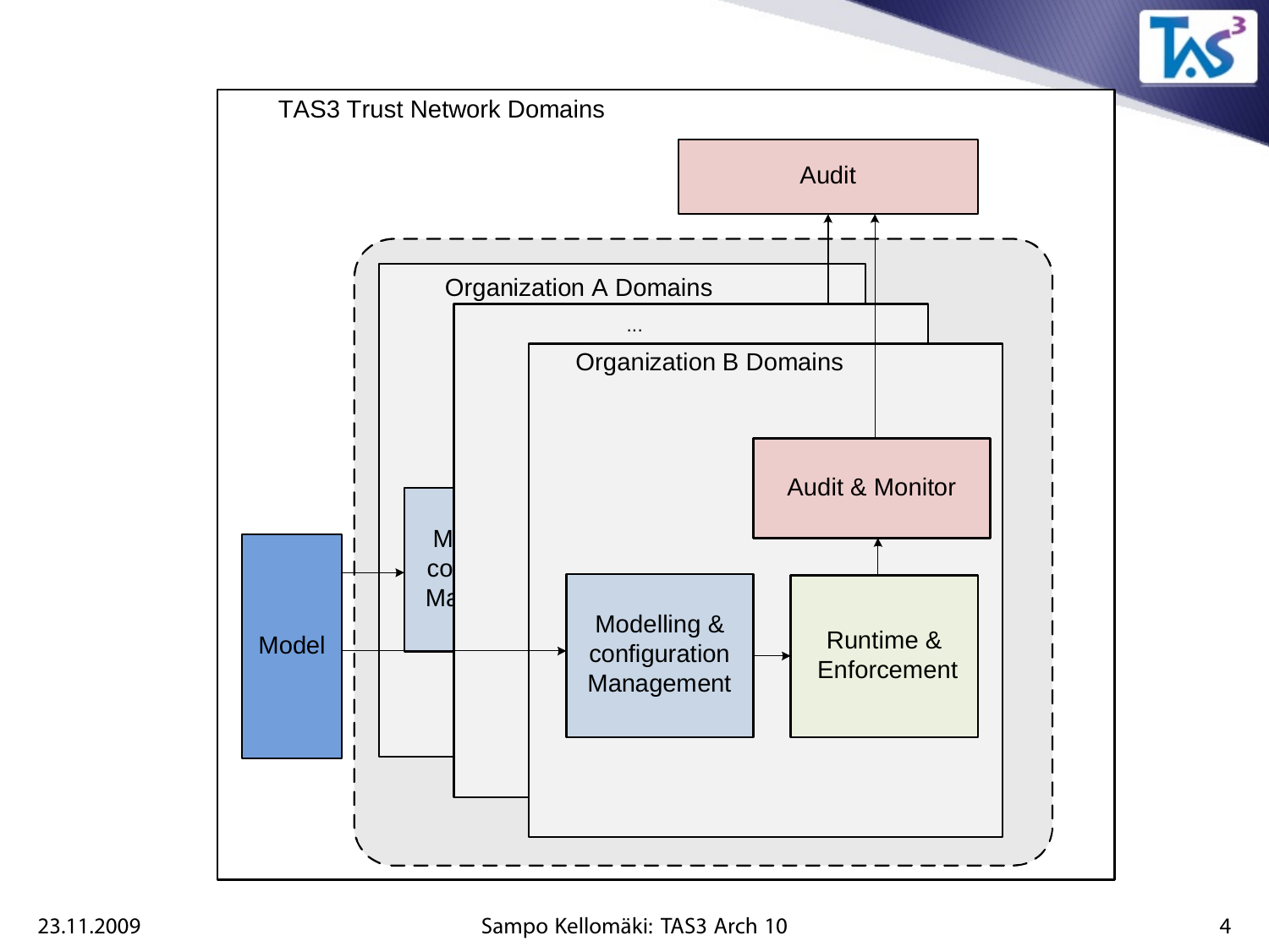TAS3 Trust Network Domains

Audit

Organization A Domains

...

Organization B Domains

Audit & Monitor

Model

Modelling & configuration Management

Runtime & Enforcement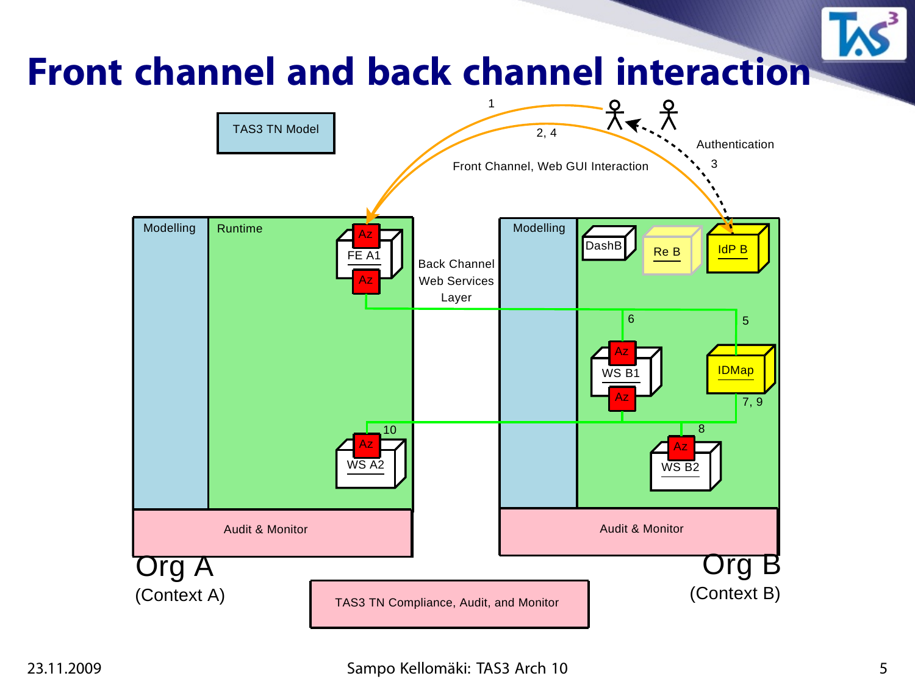# Front channel and back channel interaction

TAS3 TN Model

1

2, 4

Front Channel, Web GUI Interaction

Authentication

3

Modelling

Runtime

Az

FE A1

Az

Back Channel Web Services Layer

Modelling

DashB

Re B

IdP B

6

5

Az

WS B1

Az

IDMap

7, 9

10

8

Az

WS A2

Az

WS B2

Audit & Monitor

Audit & Monitor

Org A (Context A)

Org B (Context B)

TAS3 TN Compliance, Audit, and Monitor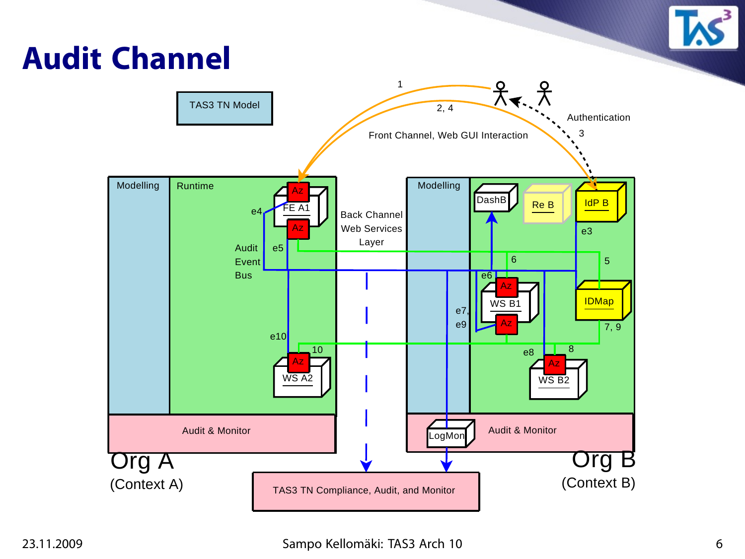# Audit Channel

TAS3 TN Model

1

2, 4

Front Channel, Web GUI Interaction

Authentication

3

Modelling

Runtime

Az

FE A1

Az

e4

Audit Event Bus

e5

Back Channel Web Services Layer

e10

10

Az

WS A2

Audit & Monitor

Org A
(Context A)

Modelling

DashB

Re B

IdP B

e3

6

5

e6

Az

WS B1

Az

e7, e9

IDMap

7, 9

e8

8

Az

WS B2

LogMon

Audit & Monitor

Org B
(Context B)

TAS3 TN Compliance, Audit, and Monitor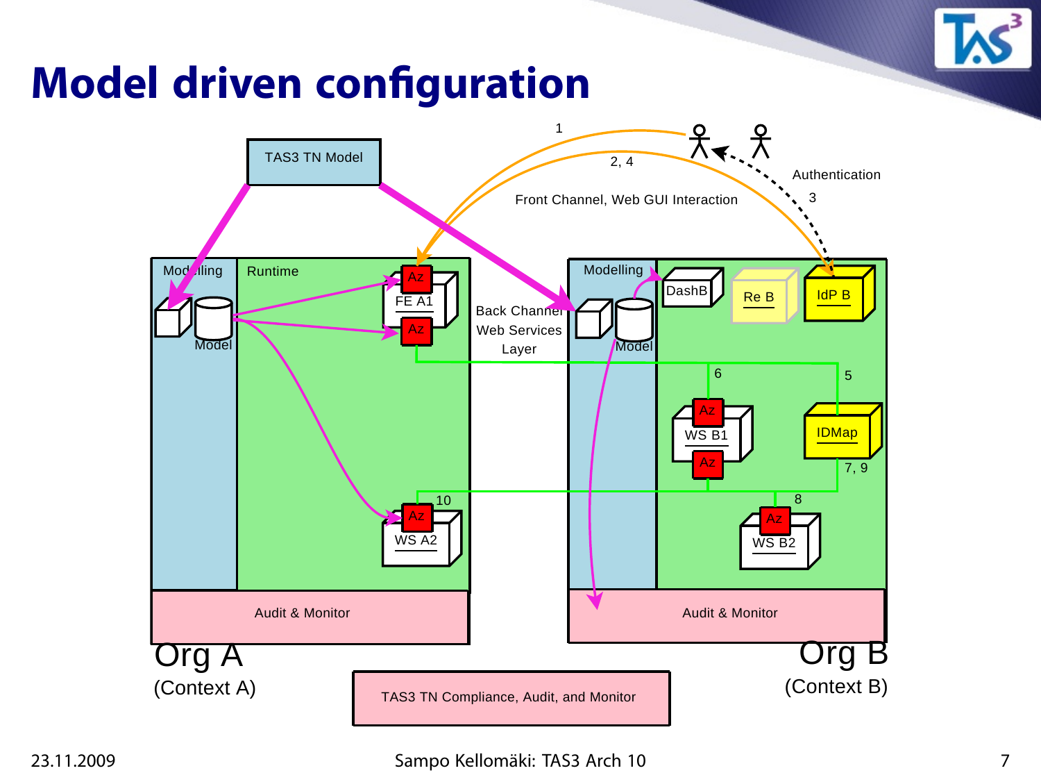# Model driven configuration

TAS3 TN Model

1

2, 4

Front Channel, Web GUI Interaction

Authentication

3

Modelling

Runtime

Model

Az

FE A1

Az

Back Channel Web Services Layer

Az

WS A2

10

Audit & Monitor

Org A
(Context A)

Modelling

Model

DashB

Re B

IdP B

6

5

Az

WS B1

Az

IDMap

7, 9

8

Az

WS B2

Audit & Monitor

Org B
(Context B)

TAS3 TN Compliance, Audit, and Monitor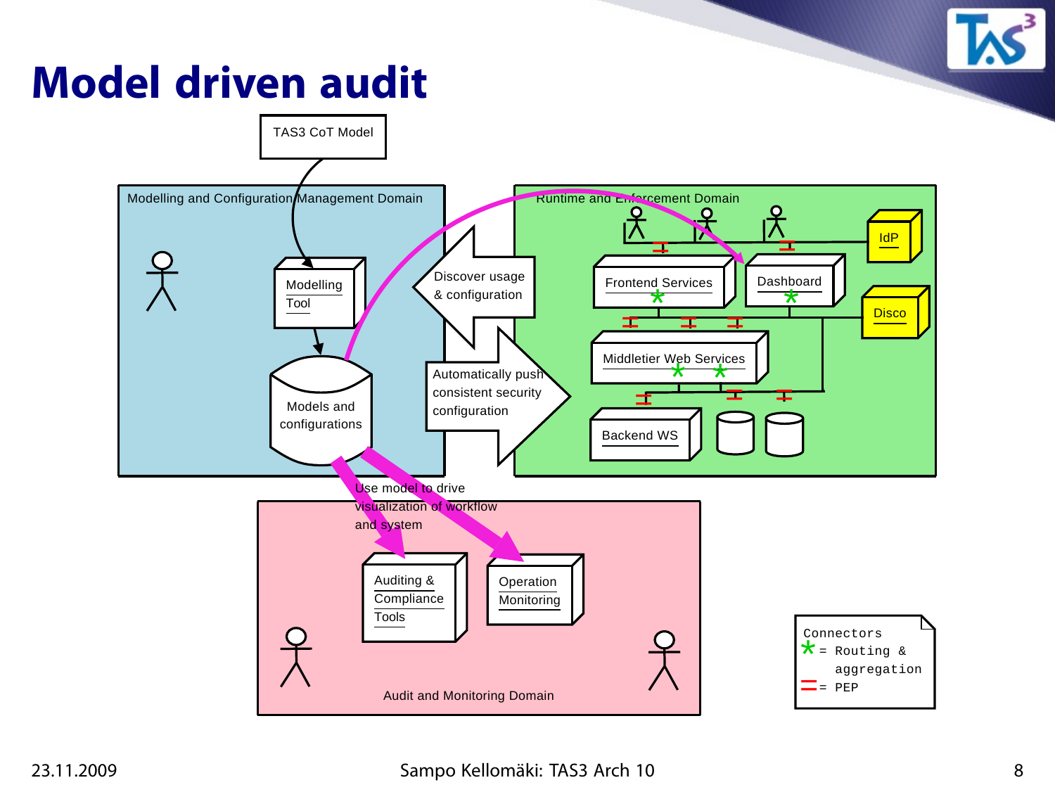# Model driven audit

TAS3 CoT Model

Modelling and Configuration Management Domain

Modelling Tool

Models and configurations

Discover usage & configuration

Automatically push consistent security configuration

Runtime and Enforcement Domain

IdP

Frontend Services

Dashboard

Disco

Middletier Web Services

Backend WS

Use model to drive visualization of workflow and system

Auditing & Compliance Tools

Operation Monitoring

Audit and Monitoring Domain

Connectors
* = Routing & aggregation
= = PEP

23.11.2009

Sampo Kellomäki: TAS3 Arch 10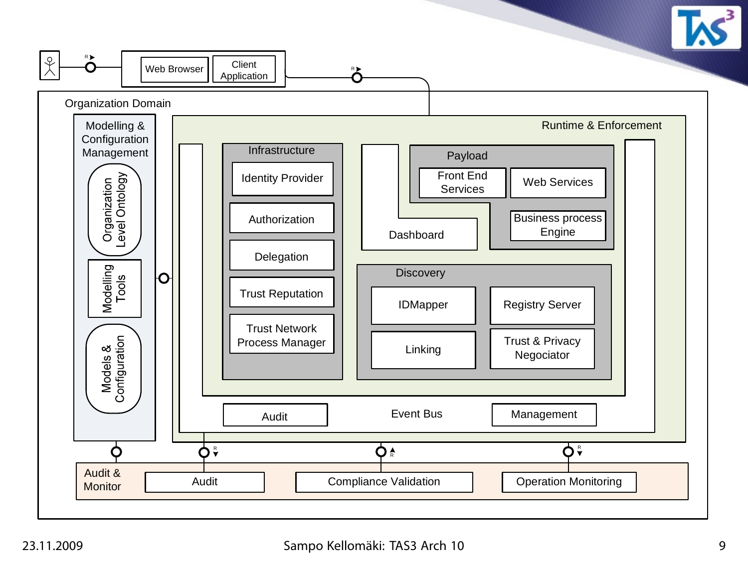Web Browser

Client Application

Organization Domain

Modelling & Configuration Management

- Organization Level Ontology
- Modelling Tools
- Models & Configuration

Runtime & Enforcement

Infrastructure

- Identity Provider
- Authorization
- Delegation
- Trust Reputation
- Trust Network Process Manager

Payload

- Front End Services
- Web Services
- Business process Engine

Dashboard

Discovery

- IDMapper
- Registry Server
- Linking
- Trust & Privacy Negociator

Audit

Event Bus

Management

Audit & Monitor

- Audit
- Compliance Validation
- Operation Monitoring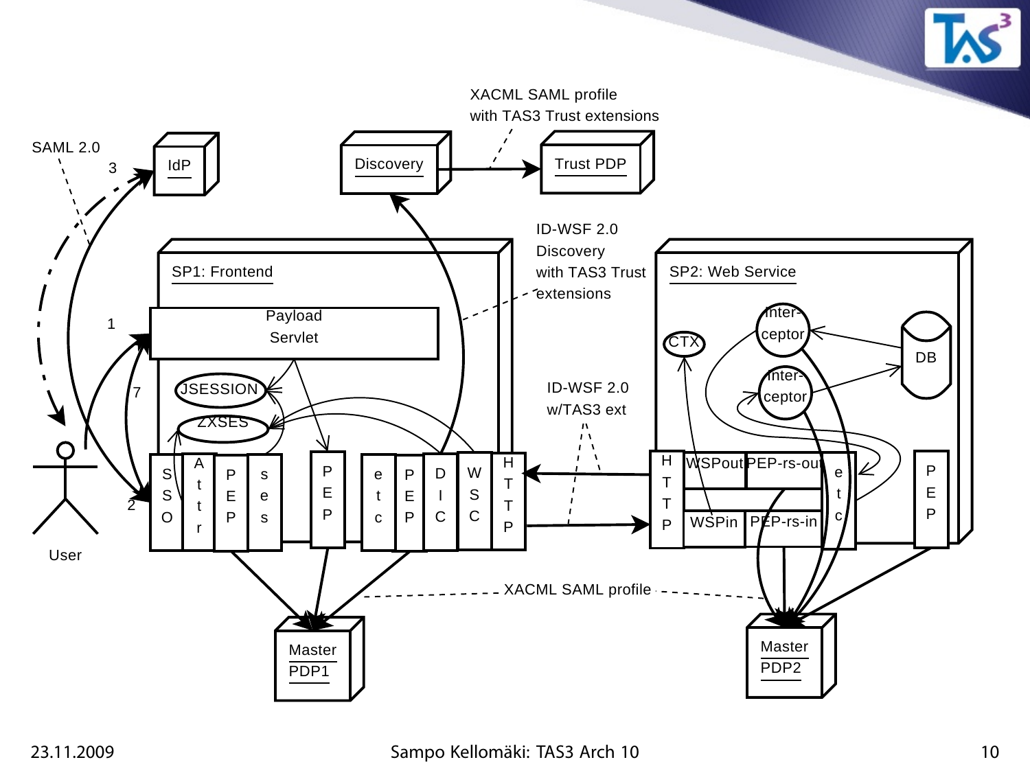XACML SAML profile
with TAS3 Trust extensions

SAML 2.0

IdP

Discovery

Trust PDP

ID-WSF 2.0
Discovery
with TAS3 Trust
extensions

SP1: Frontend

Payload
Servlet

JSESSION

ZXSES

SSO | Attr | PEP | ses | PEP | etc | PEP | DIC | WSC | HTTP

SP2: Web Service

Inter-
ceptor

Inter-
ceptor

CTX

DB

ID-WSF 2.0
w/TAS3 ext

HTTP | WSPout | PEP-rs-out | WSPin | PEP-rs-in | etc | PEP

XACML SAML profile

Master
PDP1

Master
PDP2

User

1 2 3 7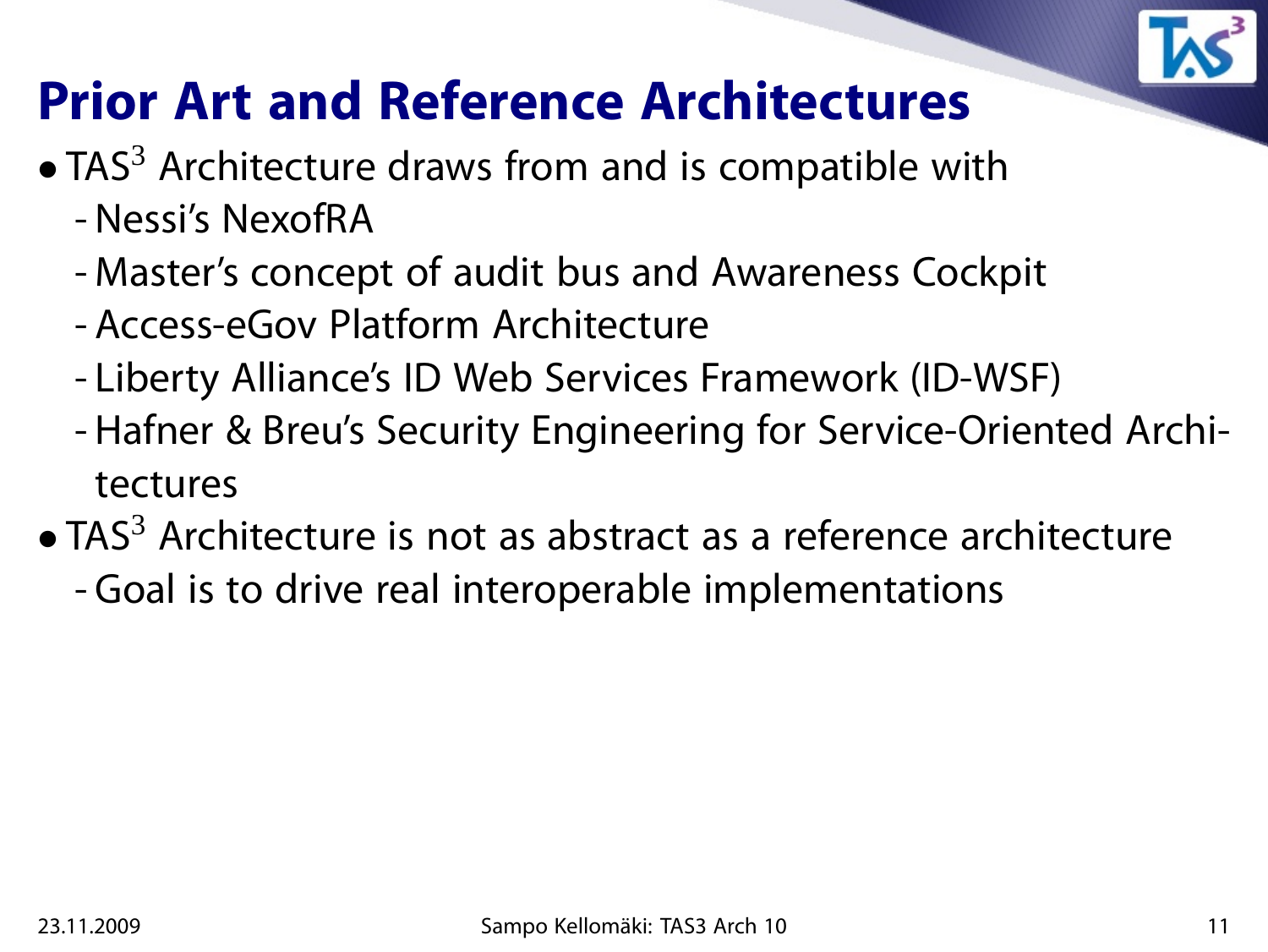# Prior Art and Reference Architectures

- TAS$^3$ Architecture draws from and is compatible with
  - Nessi's NexofRA
  - Master's concept of audit bus and Awareness Cockpit
  - Access-eGov Platform Architecture
  - Liberty Alliance's ID Web Services Framework (ID-WSF)
  - Hafner & Breu's Security Engineering for Service-Oriented Architectures
- TAS$^3$ Architecture is not as abstract as a reference architecture
  - Goal is to drive real interoperable implementations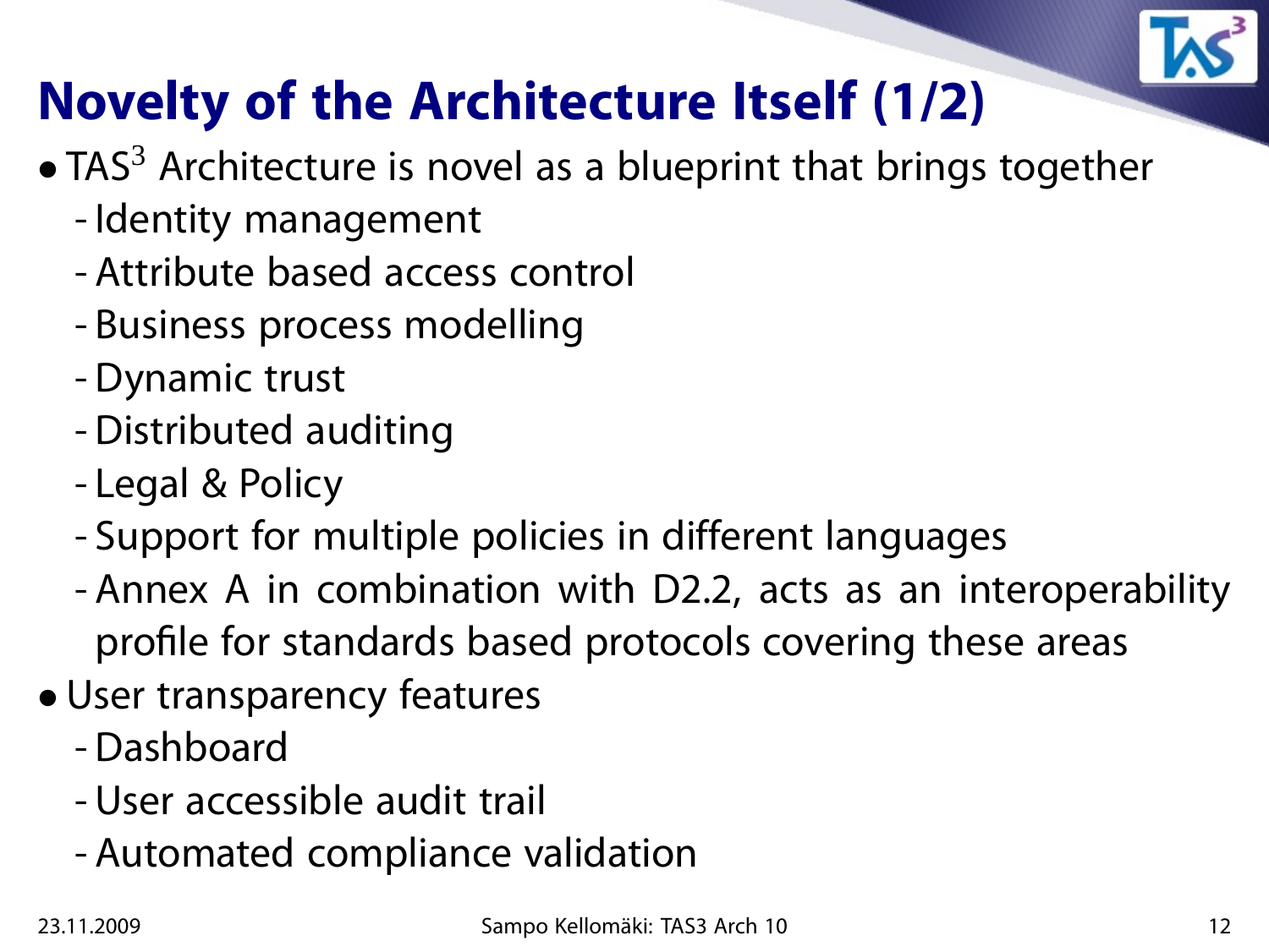# Novelty of the Architecture Itself (1/2)

- TAS$^3$ Architecture is novel as a blueprint that brings together
  - Identity management
  - Attribute based access control
  - Business process modelling
  - Dynamic trust
  - Distributed auditing
  - Legal & Policy
  - Support for multiple policies in different languages
  - Annex A in combination with D2.2, acts as an interoperability profile for standards based protocols covering these areas
- User transparency features
  - Dashboard
  - User accessible audit trail
  - Automated compliance validation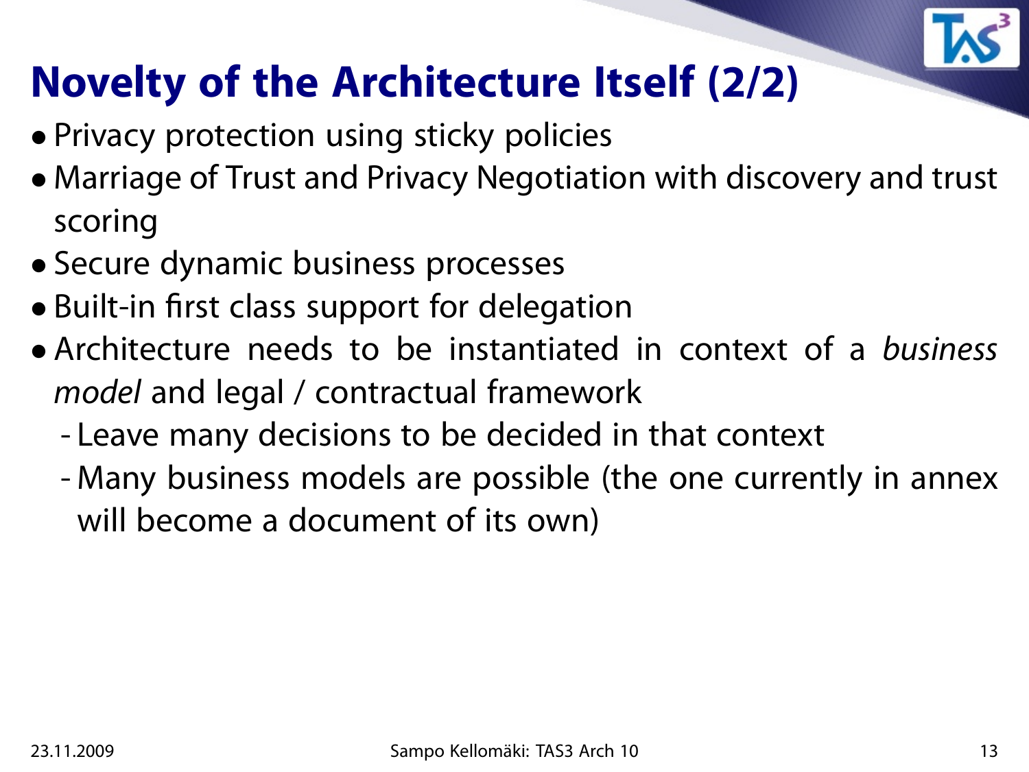# Novelty of the Architecture Itself (2/2)

- Privacy protection using sticky policies
- Marriage of Trust and Privacy Negotiation with discovery and trust scoring
- Secure dynamic business processes
- Built-in first class support for delegation
- Architecture needs to be instantiated in context of a *business model* and legal / contractual framework
  - Leave many decisions to be decided in that context
  - Many business models are possible (the one currently in annex will become a document of its own)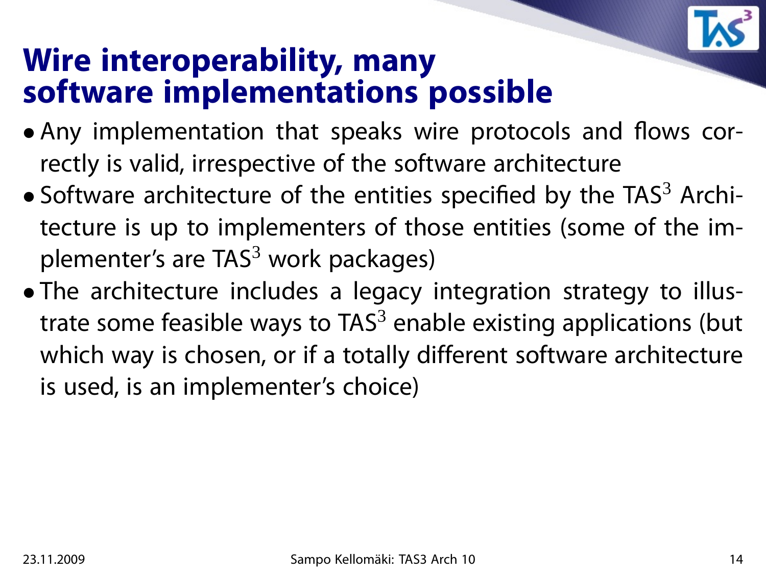# Wire interoperability, many software implementations possible

- Any implementation that speaks wire protocols and flows correctly is valid, irrespective of the software architecture
- Software architecture of the entities specified by the TAS$^3$ Architecture is up to implementers of those entities (some of the implementer's are TAS$^3$ work packages)
- The architecture includes a legacy integration strategy to illustrate some feasible ways to TAS$^3$ enable existing applications (but which way is chosen, or if a totally different software architecture is used, is an implementer's choice)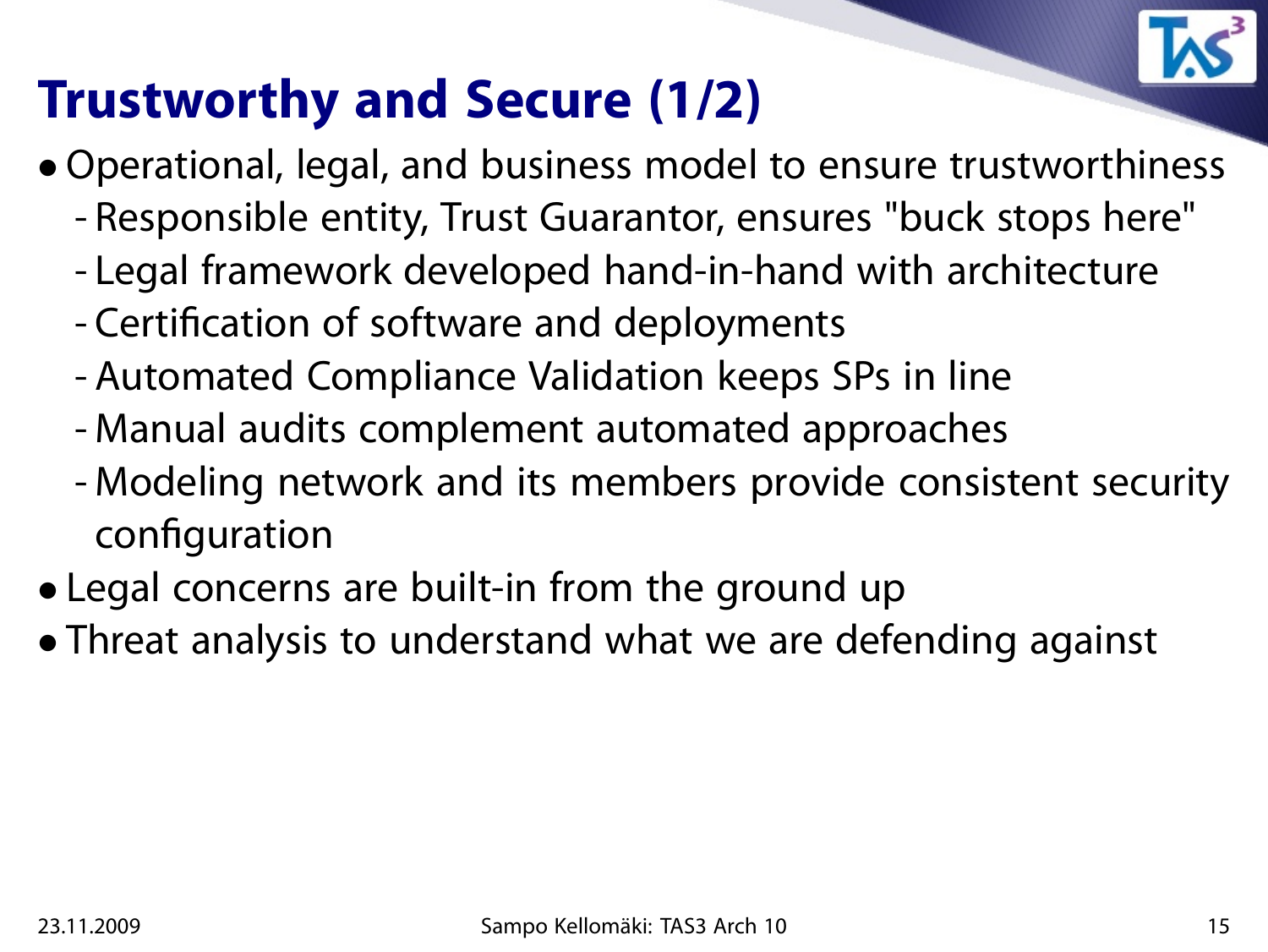# Trustworthy and Secure (1/2)

- Operational, legal, and business model to ensure trustworthiness
  - Responsible entity, Trust Guarantor, ensures "buck stops here"
  - Legal framework developed hand-in-hand with architecture
  - Certification of software and deployments
  - Automated Compliance Validation keeps SPs in line
  - Manual audits complement automated approaches
  - Modeling network and its members provide consistent security configuration
- Legal concerns are built-in from the ground up
- Threat analysis to understand what we are defending against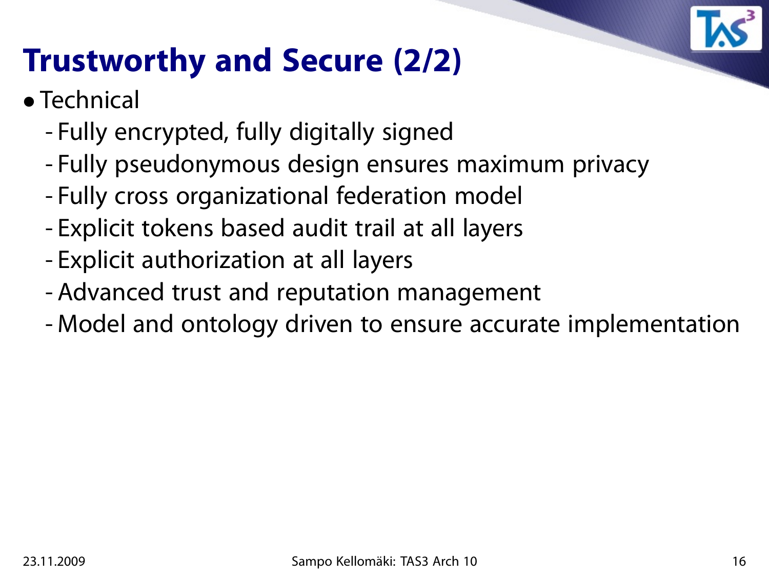# Trustworthy and Secure (2/2)

- Technical
  - Fully encrypted, fully digitally signed
  - Fully pseudonymous design ensures maximum privacy
  - Fully cross organizational federation model
  - Explicit tokens based audit trail at all layers
  - Explicit authorization at all layers
  - Advanced trust and reputation management
  - Model and ontology driven to ensure accurate implementation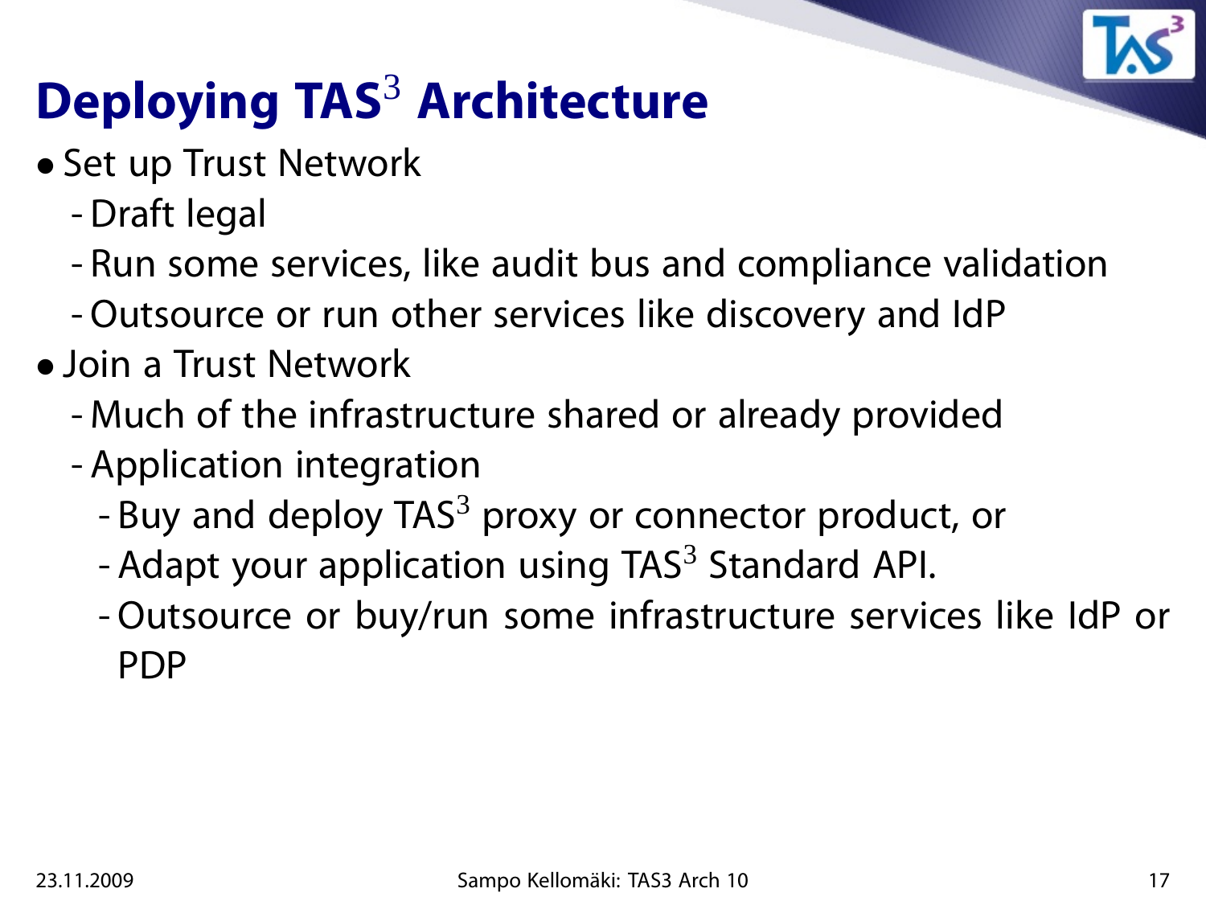# Deploying TAS$^3$ Architecture

- Set up Trust Network
  - Draft legal
  - Run some services, like audit bus and compliance validation
  - Outsource or run other services like discovery and IdP
- Join a Trust Network
  - Much of the infrastructure shared or already provided
  - Application integration
    - Buy and deploy TAS$^3$ proxy or connector product, or
    - Adapt your application using TAS$^3$ Standard API.
    - Outsource or buy/run some infrastructure services like IdP or PDP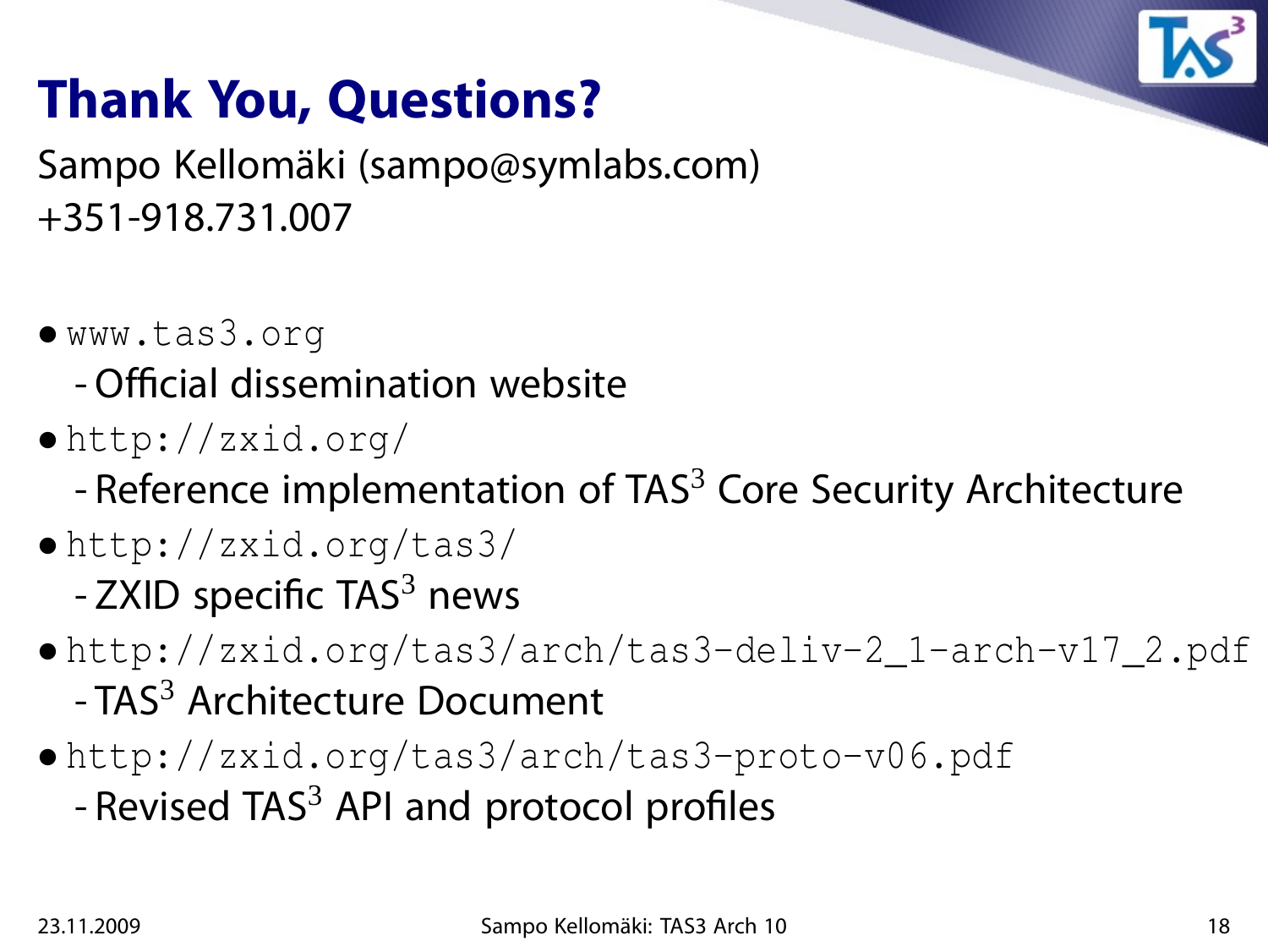# Thank You, Questions?

Sampo Kellomäki (sampo@symlabs.com)
+351-918.731.007

- `www.tas3.org`
  - Official dissemination website
- `http://zxid.org/`
  - Reference implementation of TAS$^3$ Core Security Architecture
- `http://zxid.org/tas3/`
  - ZXID specific TAS$^3$ news
- `http://zxid.org/tas3/arch/tas3-deliv-2_1-arch-v17_2.pdf`
  - TAS$^3$ Architecture Document
- `http://zxid.org/tas3/arch/tas3-proto-v06.pdf`
  - Revised TAS$^3$ API and protocol profiles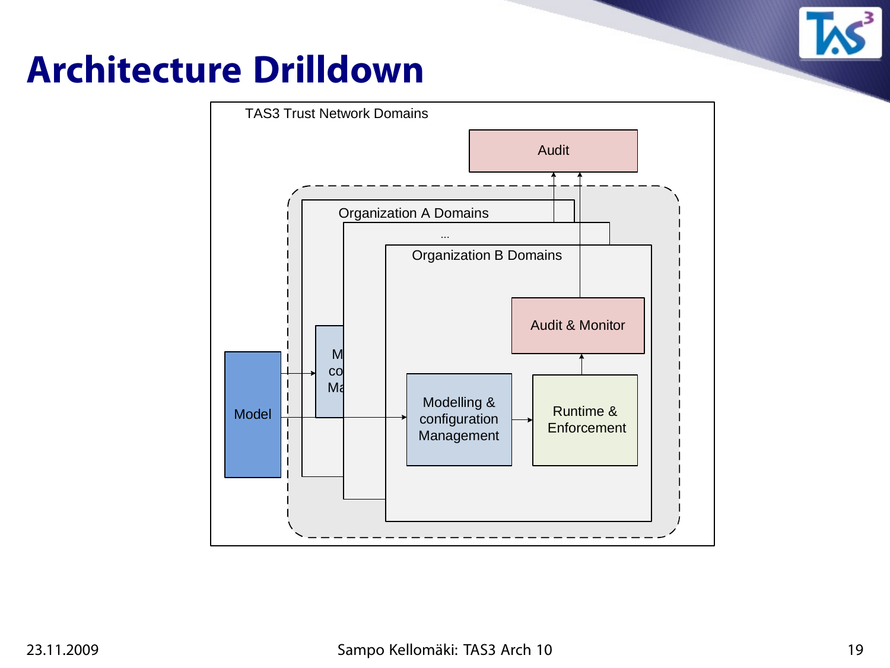# Architecture Drilldown

TAS3 Trust Network Domains

Audit

Organization A Domains

...

Organization B Domains

Audit & Monitor

Model

Modelling & configuration Management

Runtime & Enforcement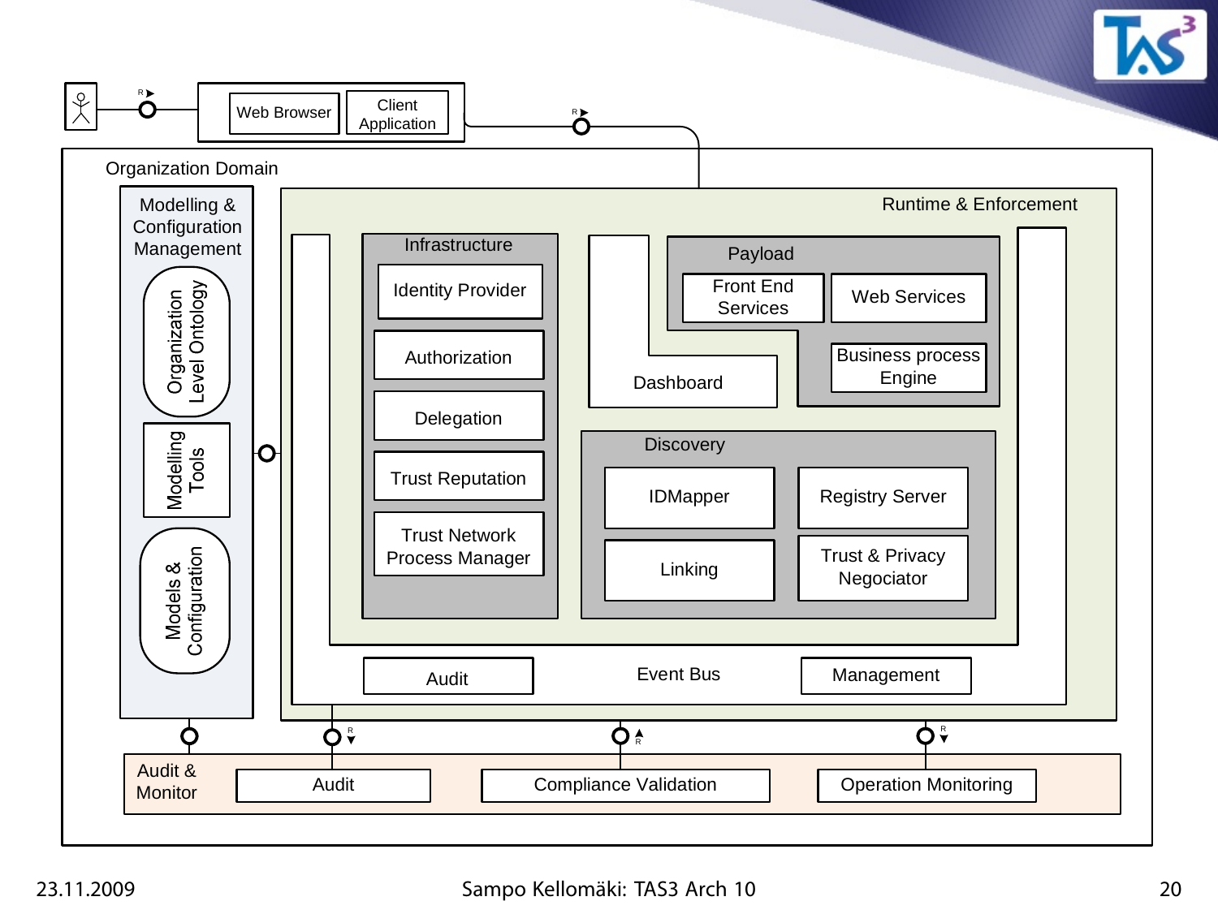Web Browser

Client Application

Organization Domain

Modelling & Configuration Management

Organization Level Ontology

Modelling Tools

Models & Configuration

Runtime & Enforcement

Infrastructure

Identity Provider

Authorization

Delegation

Trust Reputation

Trust Network Process Manager

Payload

Front End Services

Web Services

Business process Engine

Dashboard

Discovery

IDMapper

Registry Server

Linking

Trust & Privacy Negociator

Audit

Event Bus

Management

Audit & Monitor

Audit

Compliance Validation

Operation Monitoring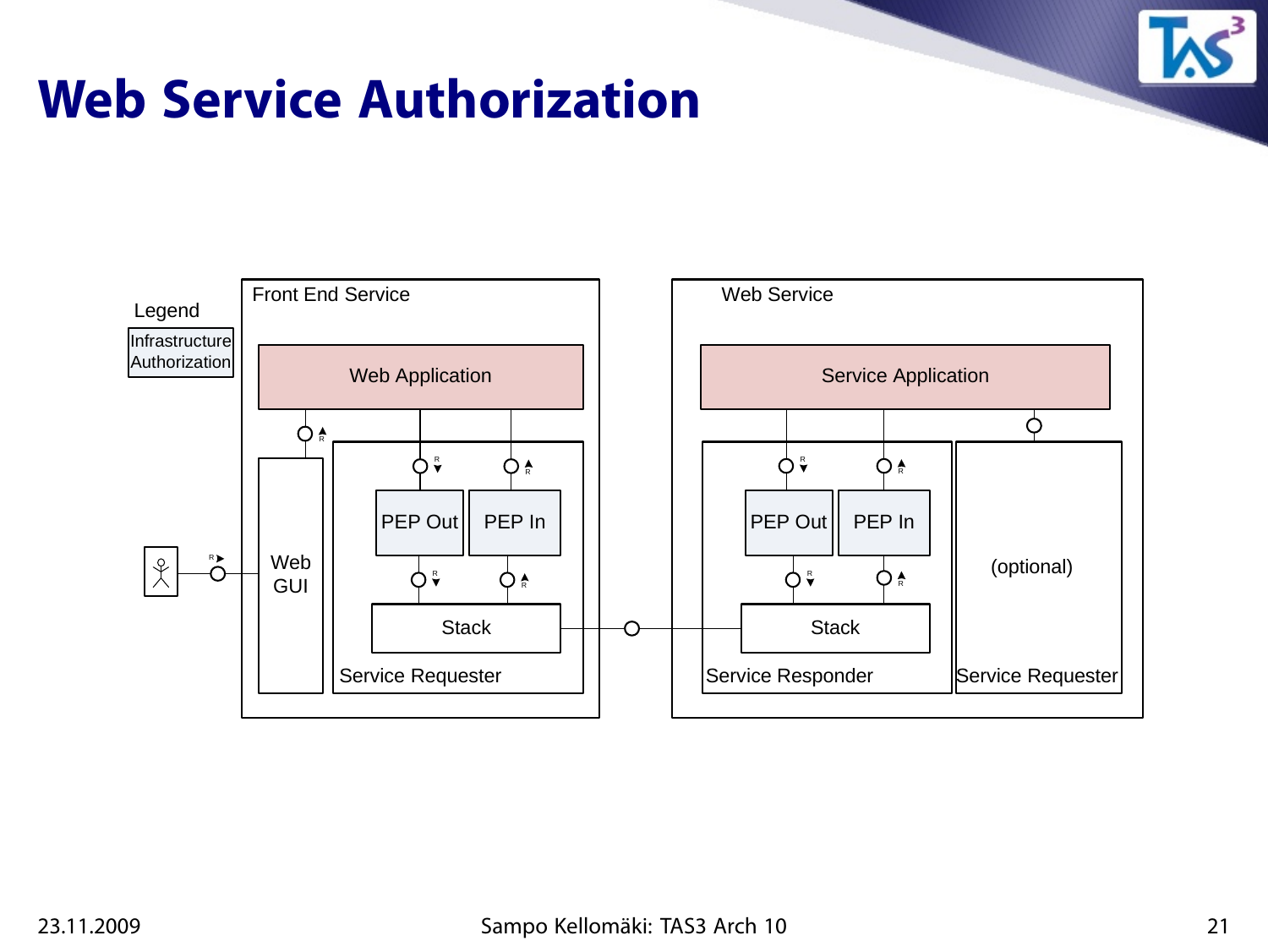# Web Service Authorization

Legend

Infrastructure Authorization

Front End Service

Web Application

Web GUI

PEP Out

PEP In

Stack

Service Requester

Web Service

Service Application

PEP Out

PEP In

Stack

Service Responder

(optional)

Service Requester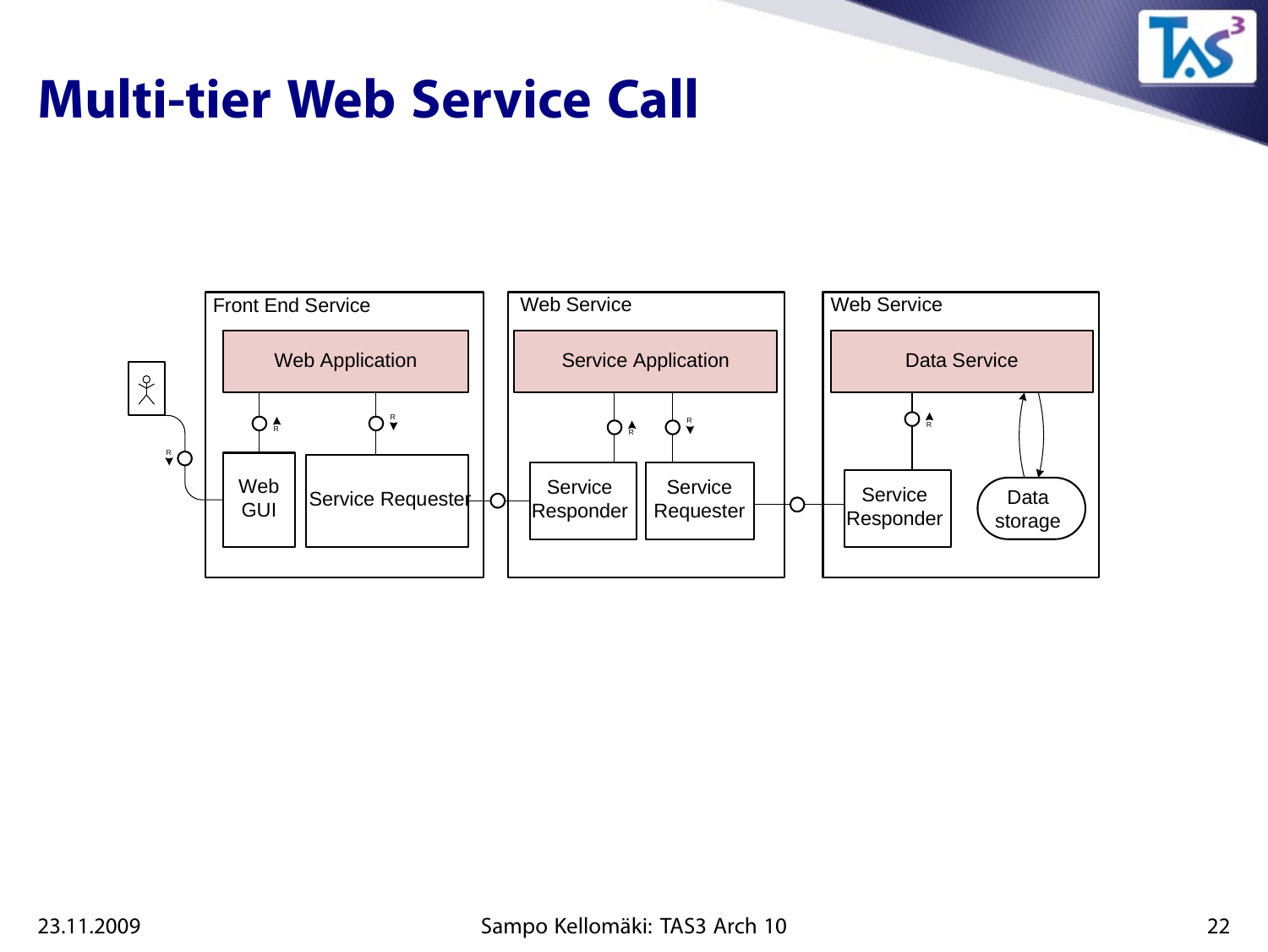# Multi-tier Web Service Call

Front End Service

Web Application

Web GUI

Service Requester

Web Service

Service Application

Service Responder

Service Requester

Web Service

Data Service

Service Responder

Data storage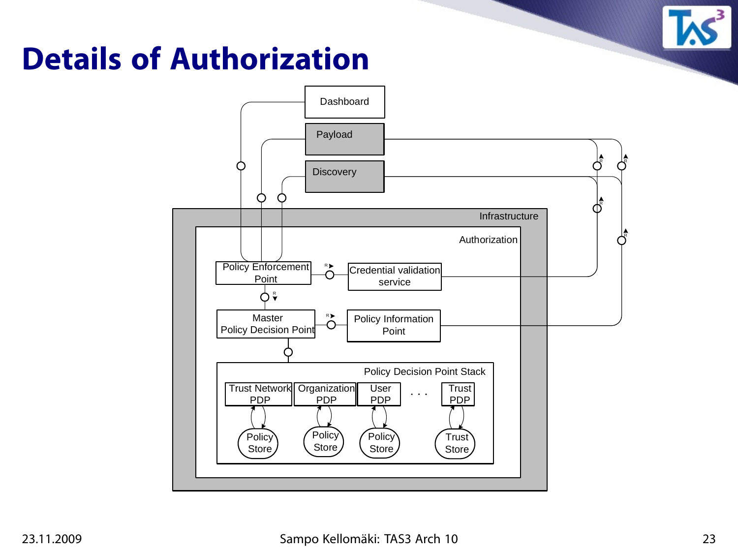# Details of Authorization

Dashboard

Payload

Discovery

Infrastructure

Authorization

Policy Enforcement Point

Credential validation service

Master Policy Decision Point

Policy Information Point

Policy Decision Point Stack

Trust Network PDP

Organization PDP

User PDP

. . .

Trust PDP

Policy Store

Policy Store

Policy Store

Trust Store

23.11.2009

Sampo Kellomäki: TAS3 Arch 10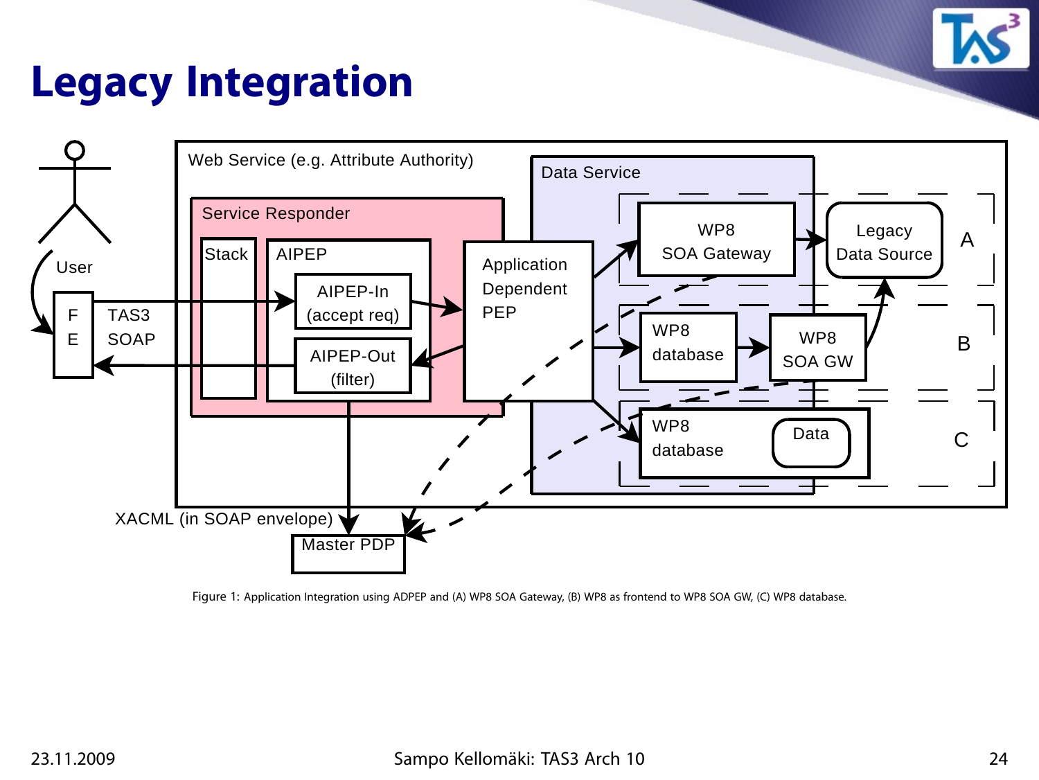# Legacy Integration

Figure 1: Application Integration using ADPEP and (A) WP8 SOA Gateway, (B) WP8 as frontend to WP8 SOA GW, (C) WP8 database.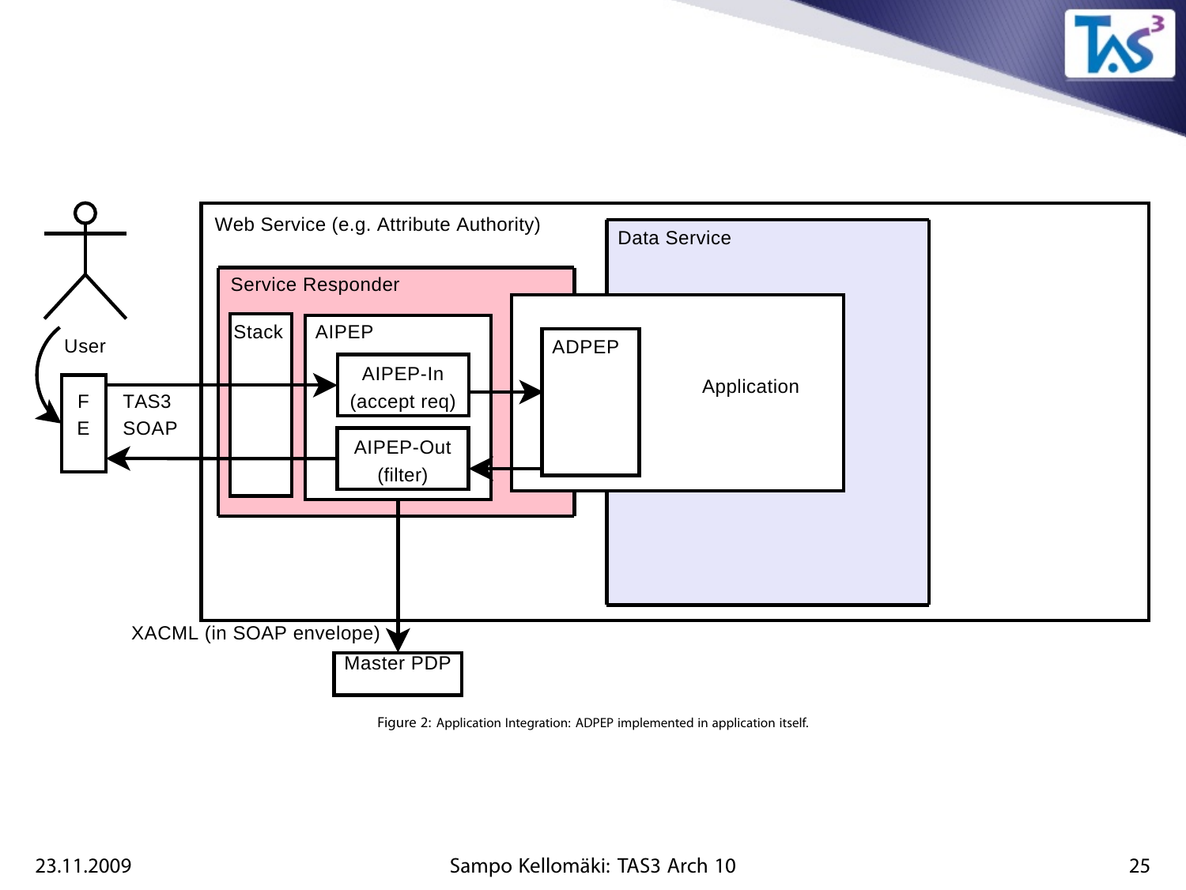User

F
E

TAS3
SOAP

Web Service (e.g. Attribute Authority)

Service Responder

Stack

AIPEP

AIPEP-In
(accept req)

AIPEP-Out
(filter)

Data Service

ADPEP

Application

XACML (in SOAP envelope)

Master PDP

Figure 2: Application Integration: ADPEP implemented in application itself.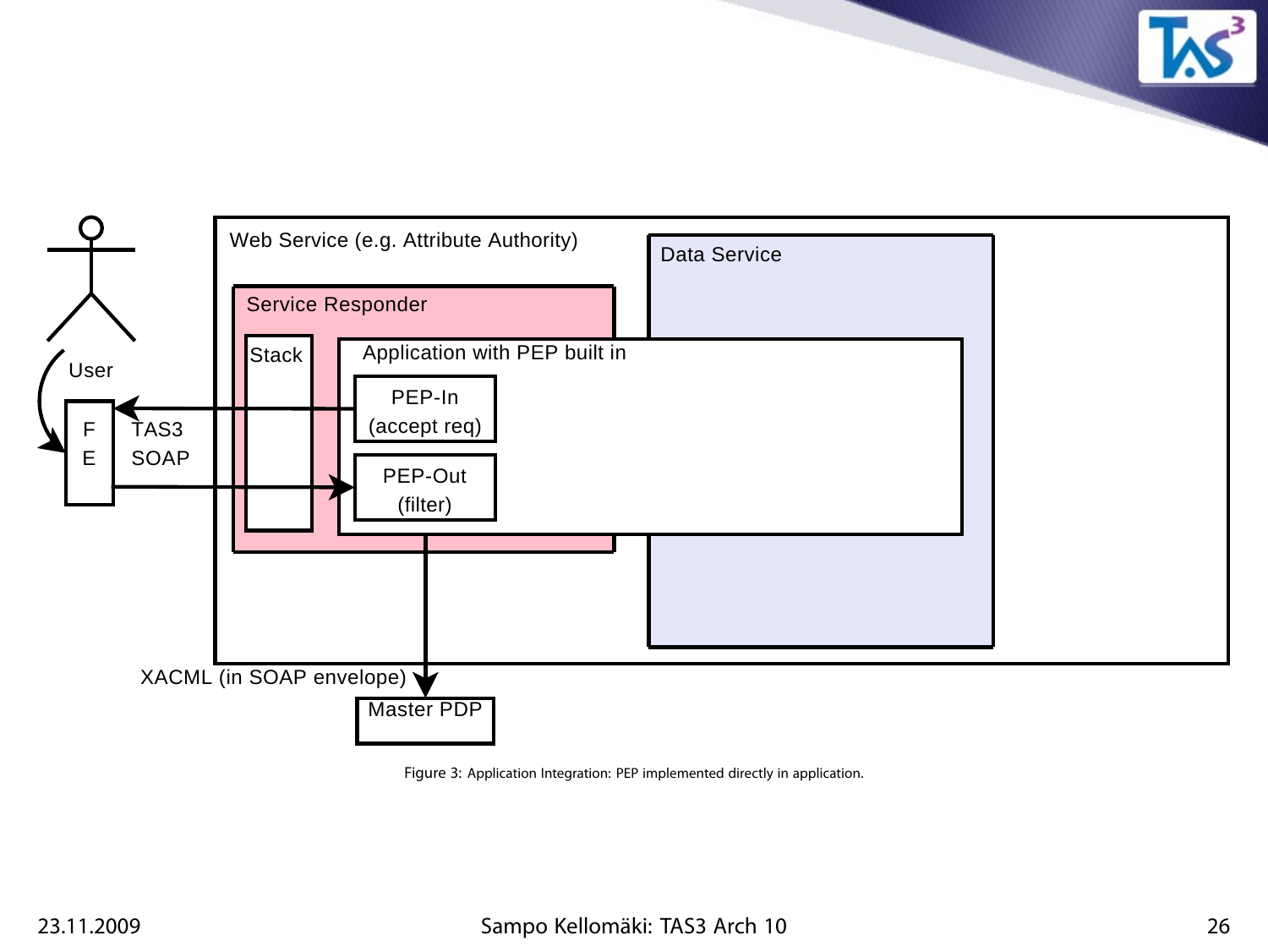Web Service (e.g. Attribute Authority)

Data Service

Service Responder

Stack

Application with PEP built in

PEP-In (accept req)

PEP-Out (filter)

User

F E

TAS3 SOAP

XACML (in SOAP envelope)

Master PDP

Figure 3: Application Integration: PEP implemented directly in application.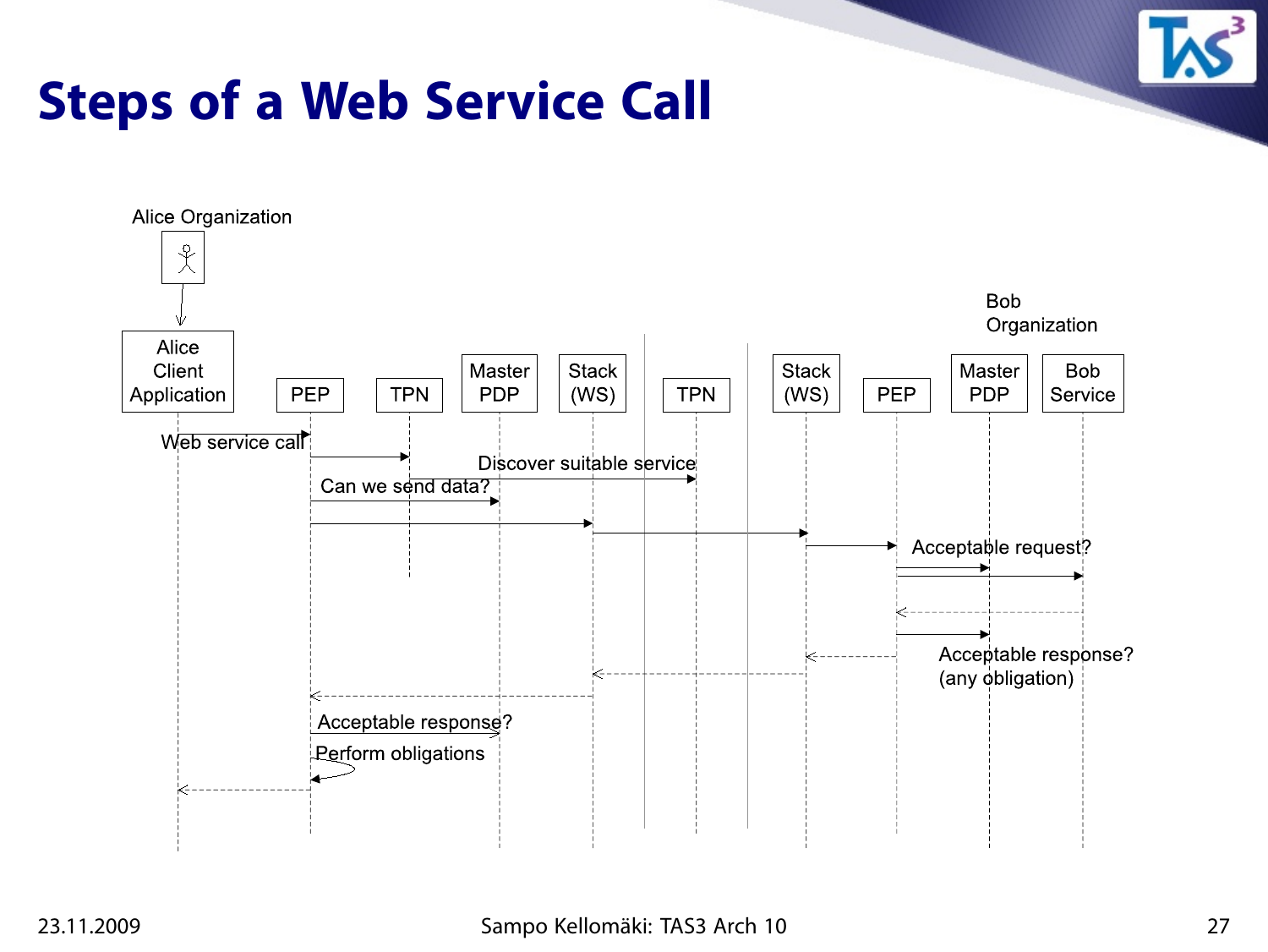# Steps of a Web Service Call

Alice Organization

Bob Organization

Alice Client Application | PEP | TPN | Master PDP | Stack (WS) | TPN | Stack (WS) | PEP | Master PDP | Bob Service

Web service call

Discover suitable service

Can we send data?

Acceptable request?

Acceptable response? (any obligation)

Acceptable response?

Perform obligations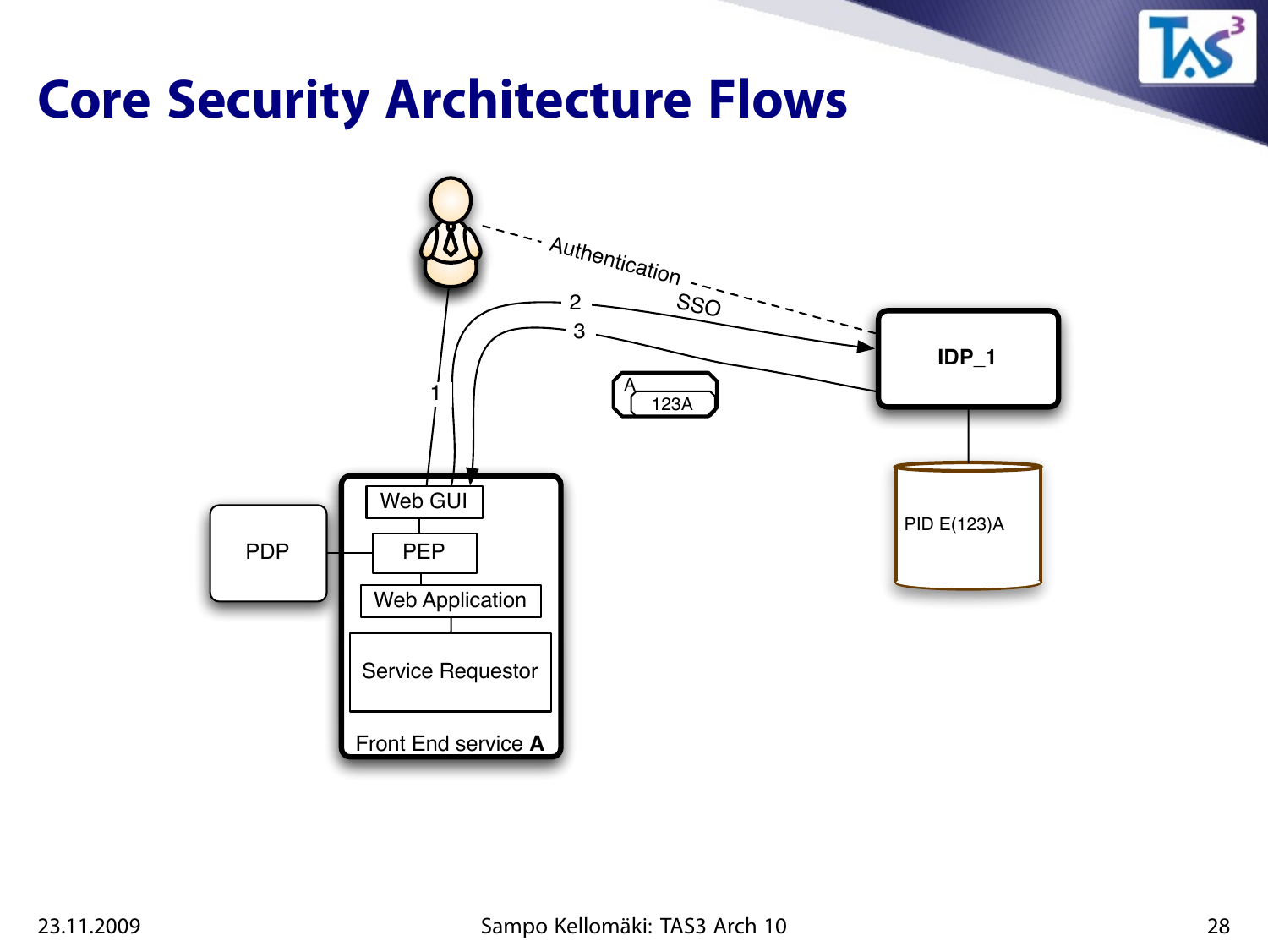# Core Security Architecture Flows

Authentication

SSO

1

2

3

A

123A

IDP_1

PID E(123)A

PDP

Web GUI

PEP

Web Application

Service Requestor

Front End service **A**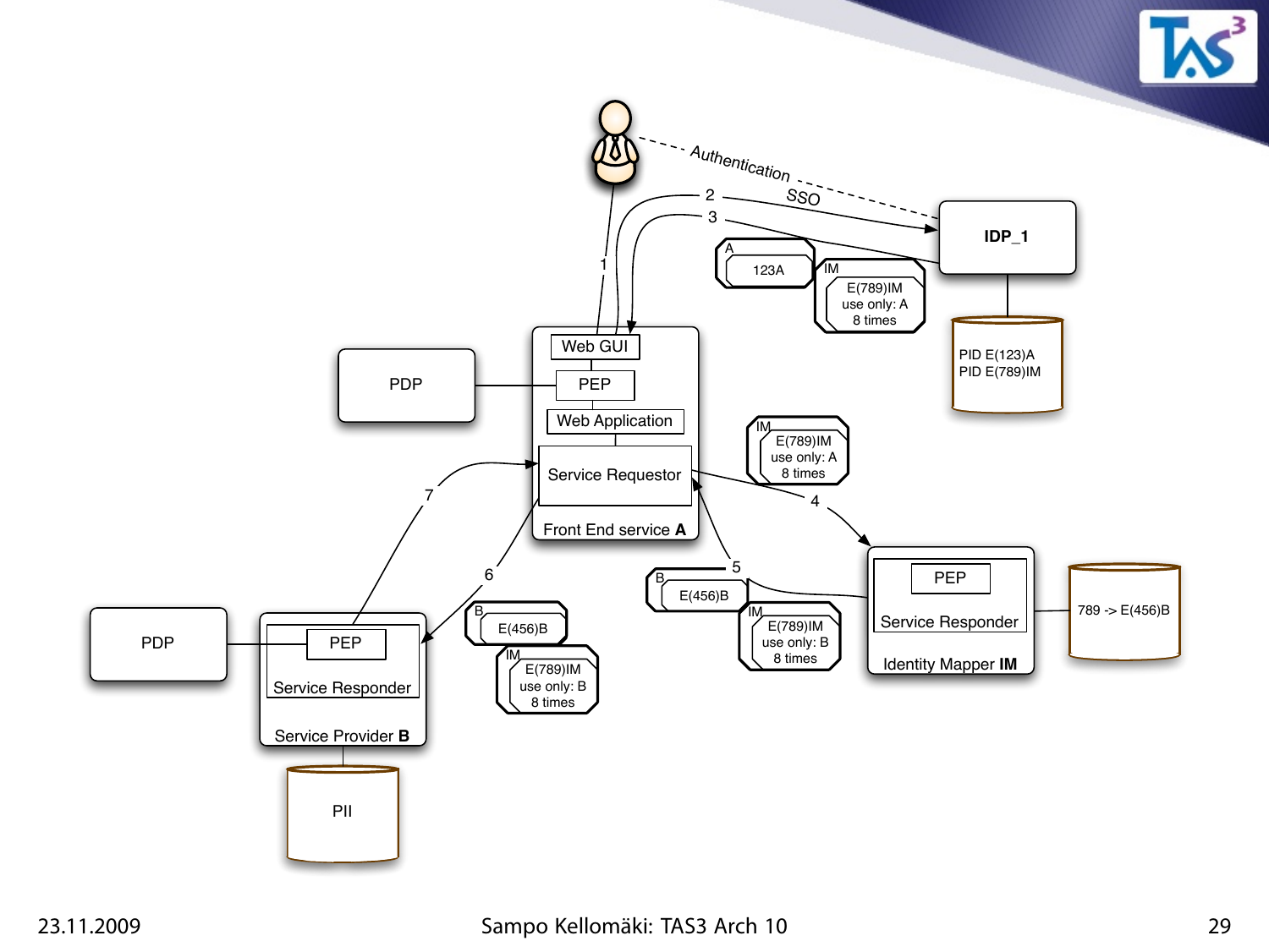Authentication

SSO

1

2

3

**IDP_1**

A
123A

IM
E(789)IM
use only: A
8 times

PID E(123)A
PID E(789)IM

PDP

Web GUI

PEP

Web Application

Service Requestor

Front End service **A**

IM
E(789)IM
use only: A
8 times

4

5

B
E(456)B

IM
E(789)IM
use only: B
8 times

PEP

Service Responder

Identity Mapper **IM**

789 -> E(456)B

7

6

B
E(456)B

IM
E(789)IM
use only: B
8 times

PDP

PEP

Service Responder

Service Provider **B**

PII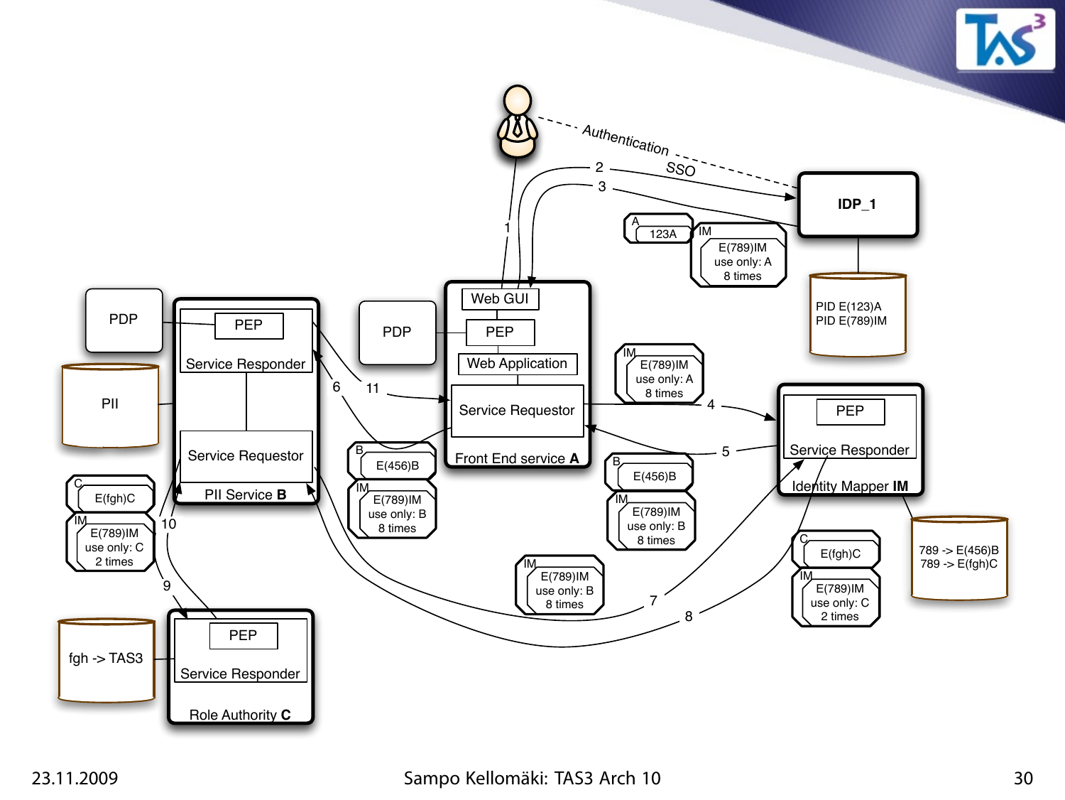Authentication

SSO

IDP_1

PID E(123)A
PID E(789)IM

A 123A

IM E(789)IM use only: A 8 times

Web GUI

PEP

Web Application

Service Requestor

Front End service **A**

PDP

PEP

Service Responder

Service Requestor

PII Service **B**

PDP

PII

B E(456)B

IM E(789)IM use only: B 8 times

IM E(789)IM use only: A 8 times

PEP

Service Responder

Identity Mapper **IM**

789 -> E(456)B
789 -> E(fgh)C

B E(456)B

IM E(789)IM use only: B 8 times

IM E(789)IM use only: B 8 times

C E(fgh)C

IM E(789)IM use only: C 2 times

C E(fgh)C

IM E(789)IM use only: C 2 times

PEP

Service Responder

Role Authority **C**

fgh -> TAS3

1, 2, 3, 4, 5, 6, 7, 8, 9, 10, 11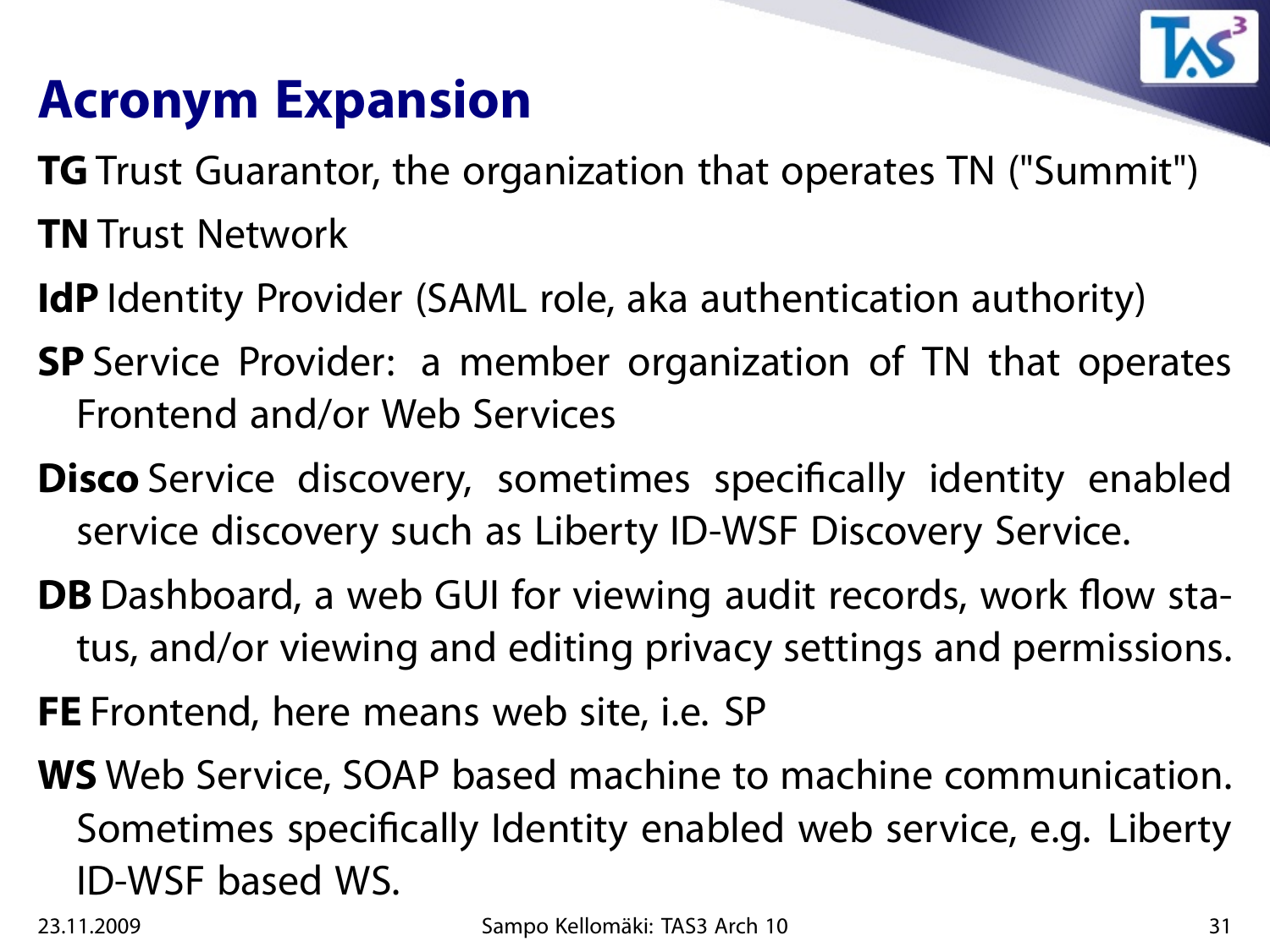# Acronym Expansion

**TG** Trust Guarantor, the organization that operates TN ("Summit")

**TN** Trust Network

**IdP** Identity Provider (SAML role, aka authentication authority)

**SP** Service Provider: a member organization of TN that operates Frontend and/or Web Services

**Disco** Service discovery, sometimes specifically identity enabled service discovery such as Liberty ID-WSF Discovery Service.

**DB** Dashboard, a web GUI for viewing audit records, work flow status, and/or viewing and editing privacy settings and permissions.

**FE** Frontend, here means web site, i.e. SP

**WS** Web Service, SOAP based machine to machine communication. Sometimes specifically Identity enabled web service, e.g. Liberty ID-WSF based WS.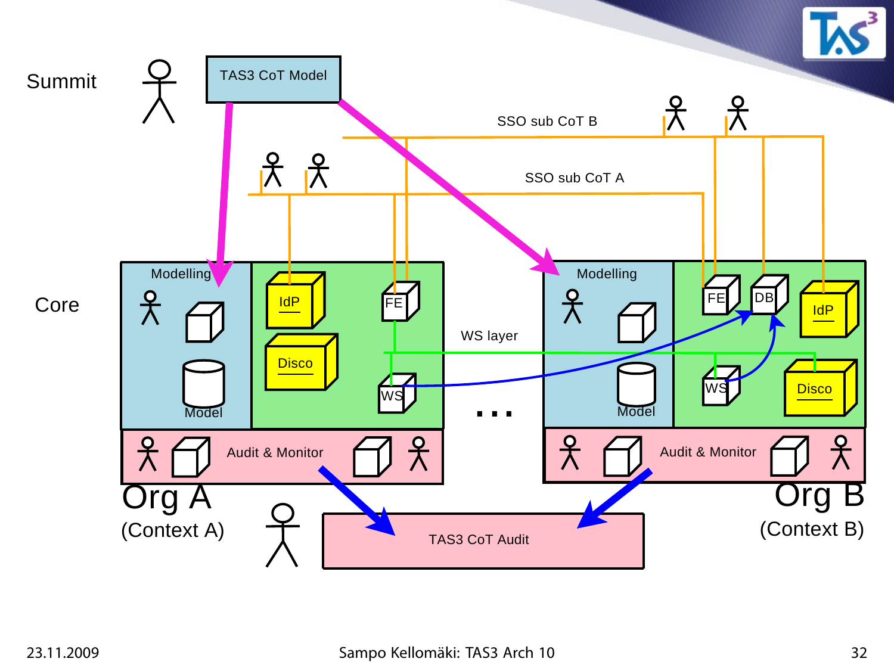Summit

TAS3 CoT Model

SSO sub CoT B

SSO sub CoT A

Core

Modelling

IdP

FE

Disco

WS

Model

WS layer

Modelling

FE

DB

IdP

WS

Disco

Model

...

Audit & Monitor

Audit & Monitor

Org A
(Context A)

TAS3 CoT Audit

Org B
(Context B)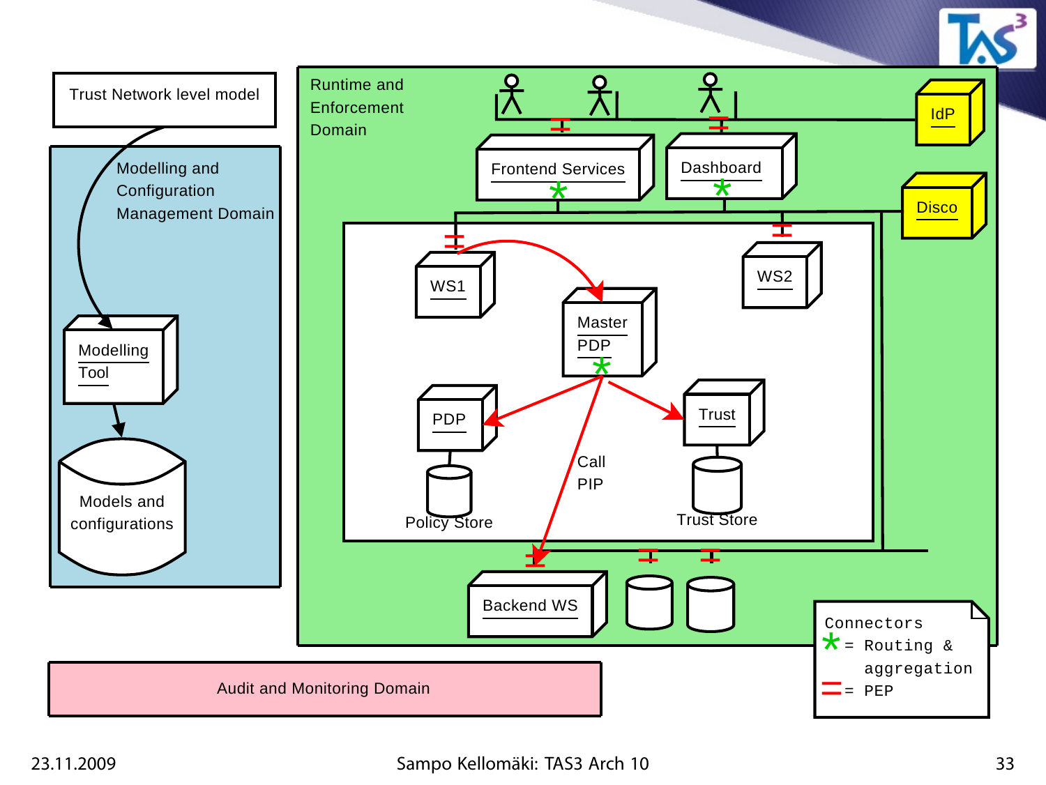Trust Network level model

Modelling and Configuration Management Domain

Modelling Tool

Models and configurations

Runtime and Enforcement Domain

IdP

Disco

Frontend Services

Dashboard

WS1

WS2

Master PDP

PDP

Policy Store

Call PIP

Trust

Trust Store

Backend WS

Connectors
* = Routing & aggregation
= = PEP

Audit and Monitoring Domain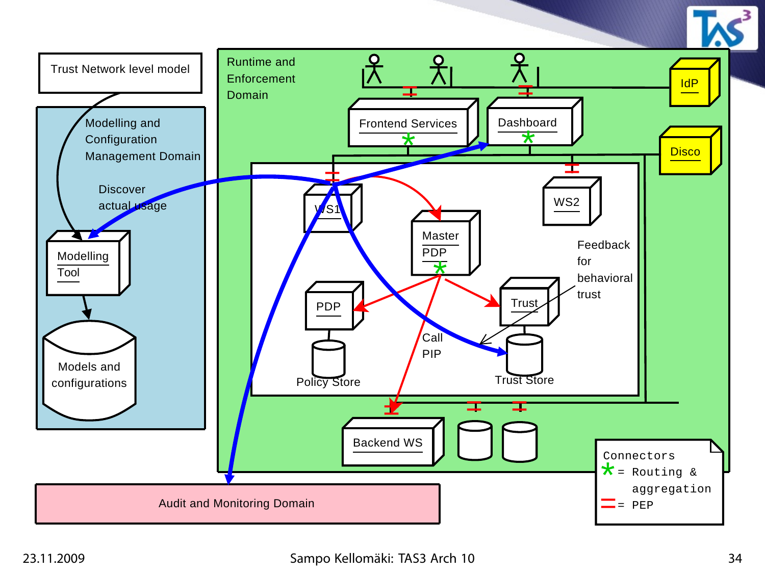Trust Network level model

Modelling and Configuration Management Domain

Discover actual usage

Modelling Tool

Models and configurations

Runtime and Enforcement Domain

IdP

Disco

Frontend Services

Dashboard

WS1

WS2

Master PDP

PDP

Policy Store

Trust

Trust Store

Feedback for behavioral trust

Call PIP

Backend WS

Connectors
* = Routing & aggregation
= = PEP

Audit and Monitoring Domain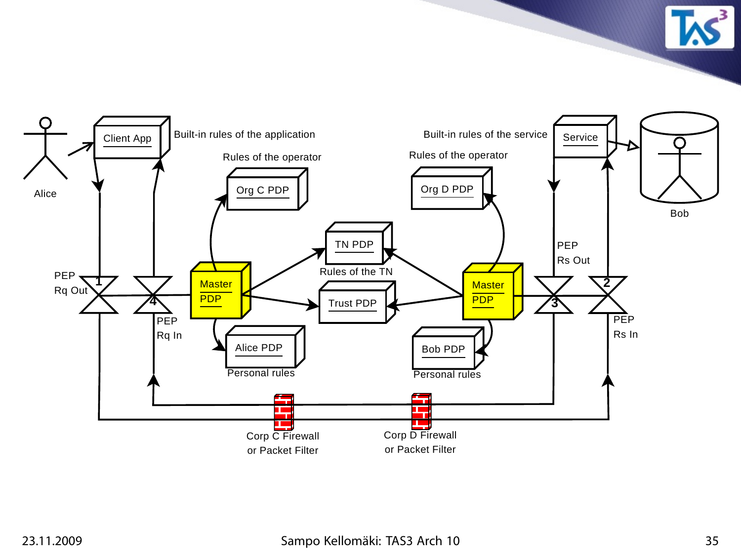Alice

Client App

Built-in rules of the application

Rules of the operator

Org C PDP

TN PDP

Rules of the TN

Trust PDP

Master PDP

Alice PDP

Personal rules

PEP Rq Out

1

4

PEP Rq In

Built-in rules of the service

Service

Bob

Rules of the operator

Org D PDP

Master PDP

Bob PDP

Personal rules

PEP Rs Out

3

2

PEP Rs In

Corp C Firewall or Packet Filter

Corp D Firewall or Packet Filter

23.11.2009

Sampo Kellomäki: TAS3 Arch 10